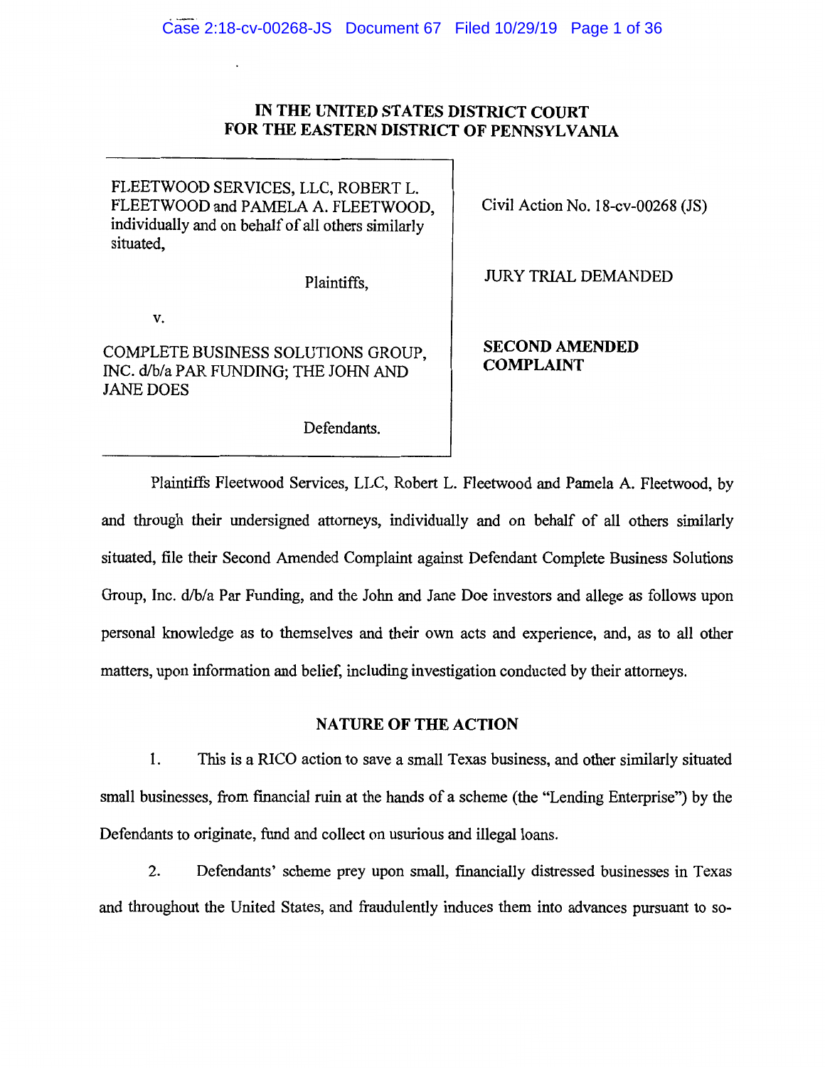# IN THE UNITED STATES DISTRICT COURT FOR THE EASTERN DISTRICT OF PENNSYLVANIA

| | |
|---|---|
| FLEETWOOD SERVICES, LLC, ROBERT L. FLEETWOOD and PAMELA A. FLEETWOOD, individually and on behalf of all others similarly situated,<br><br>Plaintiffs,<br><br>v.<br><br>COMPLETE BUSINESS SOLUTIONS GROUP, INC. d/b/a PAR FUNDING; THE JOHN AND JANE DOES<br><br>Defendants. | Civil Action No. 18-cv-00268 (JS)<br><br>JURY TRIAL DEMANDED<br><br>**SECOND AMENDED COMPLAINT** |

Plaintiffs Fleetwood Services, LLC, Robert L. Fleetwood and Pamela A. Fleetwood, by and through their undersigned attorneys, individually and on behalf of all others similarly situated, file their Second Amended Complaint against Defendant Complete Business Solutions Group, Inc. d/b/a Par Funding, and the John and Jane Doe investors and allege as follows upon personal knowledge as to themselves and their own acts and experience, and, as to all other matters, upon information and belief, including investigation conducted by their attorneys.

## NATURE OF THE ACTION

1. This is a RICO action to save a small Texas business, and other similarly situated small businesses, from financial ruin at the hands of a scheme (the "Lending Enterprise") by the Defendants to originate, fund and collect on usurious and illegal loans.

2. Defendants' scheme prey upon small, financially distressed businesses in Texas and throughout the United States, and fraudulently induces them into advances pursuant to so-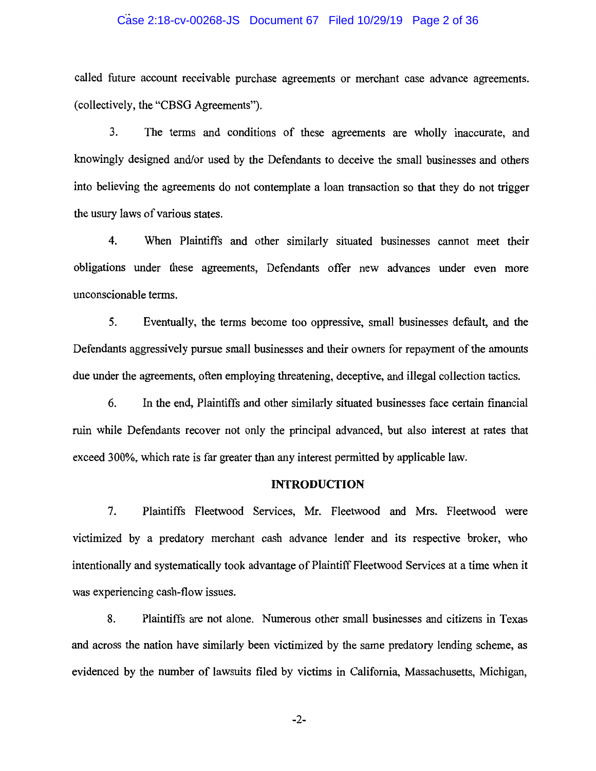called future account receivable purchase agreements or merchant case advance agreements. (collectively, the "CBSG Agreements").

3. The terms and conditions of these agreements are wholly inaccurate, and knowingly designed and/or used by the Defendants to deceive the small businesses and others into believing the agreements do not contemplate a loan transaction so that they do not trigger the usury laws of various states.

4. When Plaintiffs and other similarly situated businesses cannot meet their obligations under these agreements, Defendants offer new advances under even more unconscionable terms.

5. Eventually, the terms become too oppressive, small businesses default, and the Defendants aggressively pursue small businesses and their owners for repayment of the amounts due under the agreements, often employing threatening, deceptive, and illegal collection tactics.

6. In the end, Plaintiffs and other similarly situated businesses face certain financial ruin while Defendants recover not only the principal advanced, but also interest at rates that exceed 300%, which rate is far greater than any interest permitted by applicable law.

## INTRODUCTION

7. Plaintiffs Fleetwood Services, Mr. Fleetwood and Mrs. Fleetwood were victimized by a predatory merchant cash advance lender and its respective broker, who intentionally and systematically took advantage of Plaintiff Fleetwood Services at a time when it was experiencing cash-flow issues.

8. Plaintiffs are not alone. Numerous other small businesses and citizens in Texas and across the nation have similarly been victimized by the same predatory lending scheme, as evidenced by the number of lawsuits filed by victims in California, Massachusetts, Michigan,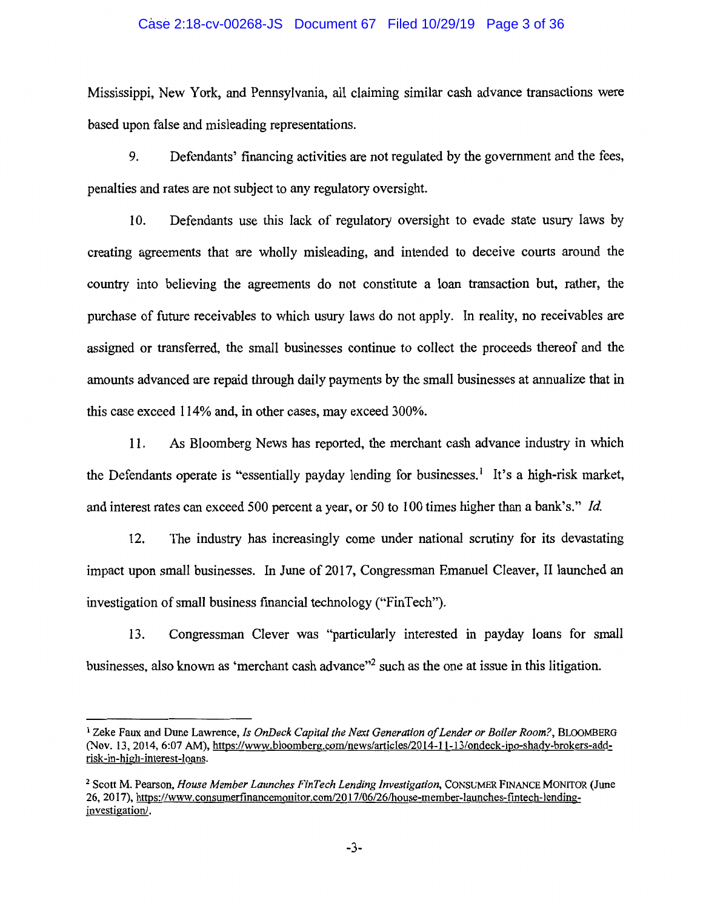Mississippi, New York, and Pennsylvania, all claiming similar cash advance transactions were based upon false and misleading representations.

9. Defendants' financing activities are not regulated by the government and the fees, penalties and rates are not subject to any regulatory oversight.

10. Defendants use this lack of regulatory oversight to evade state usury laws by creating agreements that are wholly misleading, and intended to deceive courts around the country into believing the agreements do not constitute a loan transaction but, rather, the purchase of future receivables to which usury laws do not apply. In reality, no receivables are assigned or transferred, the small businesses continue to collect the proceeds thereof and the amounts advanced are repaid through daily payments by the small businesses at annualize that in this case exceed 114% and, in other cases, may exceed 300%.

11. As Bloomberg News has reported, the merchant cash advance industry in which the Defendants operate is "essentially payday lending for businesses.[1] It's a high-risk market, and interest rates can exceed 500 percent a year, or 50 to 100 times higher than a bank's." *Id.*

12. The industry has increasingly come under national scrutiny for its devastating impact upon small businesses. In June of 2017, Congressman Emanuel Cleaver, II launched an investigation of small business financial technology ("FinTech").

13. Congressman Clever was "particularly interested in payday loans for small businesses, also known as 'merchant cash advance"[2] such as the one at issue in this litigation.

---

[1] Zeke Faux and Dune Lawrence, *Is OnDeck Capital the Next Generation of Lender or Boiler Room?*, BLOOMBERG (Nov. 13, 2014, 6:07 AM), https://www.bloomberg.com/news/articles/2014-11-13/ondeck-ipo-shady-brokers-add-risk-in-high-interest-loans.

[2] Scott M. Pearson, *House Member Launches FinTech Lending Investigation*, CONSUMER FINANCE MONITOR (June 26, 2017), https://www.consumerfinancemonitor.com/2017/06/26/house-member-launches-fintech-lending-investigation/.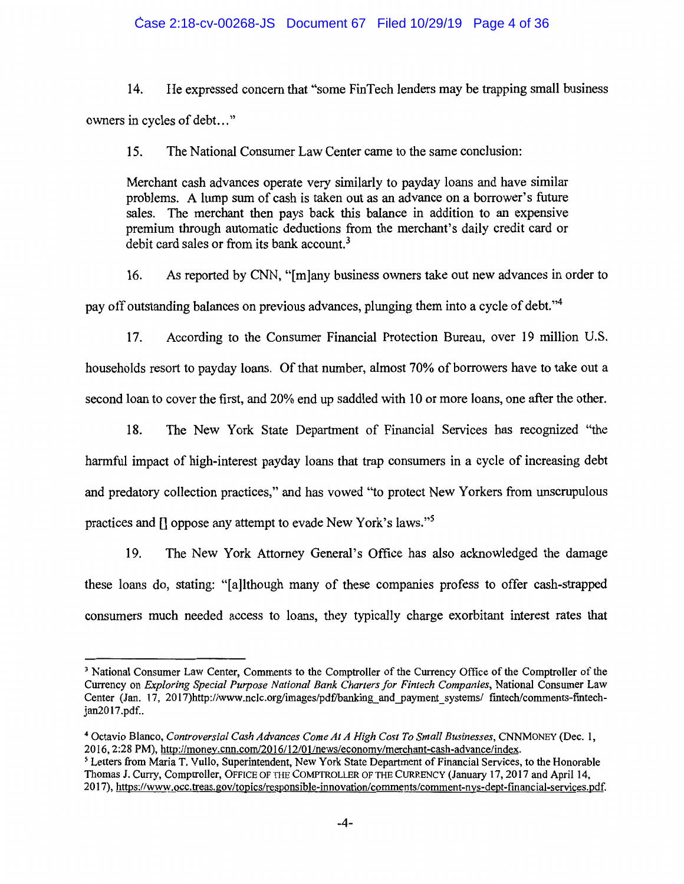14. He expressed concern that "some FinTech lenders may be trapping small business owners in cycles of debt…"

15. The National Consumer Law Center came to the same conclusion:

> Merchant cash advances operate very similarly to payday loans and have similar problems. A lump sum of cash is taken out as an advance on a borrower's future sales. The merchant then pays back this balance in addition to an expensive premium through automatic deductions from the merchant's daily credit card or debit card sales or from its bank account.[3]

16. As reported by CNN, "[m]any business owners take out new advances in order to pay off outstanding balances on previous advances, plunging them into a cycle of debt."[4]

17. According to the Consumer Financial Protection Bureau, over 19 million U.S. households resort to payday loans. Of that number, almost 70% of borrowers have to take out a second loan to cover the first, and 20% end up saddled with 10 or more loans, one after the other.

18. The New York State Department of Financial Services has recognized "the harmful impact of high-interest payday loans that trap consumers in a cycle of increasing debt and predatory collection practices," and has vowed "to protect New Yorkers from unscrupulous practices and [] oppose any attempt to evade New York's laws."[5]

19. The New York Attorney General's Office has also acknowledged the damage these loans do, stating: "[a]lthough many of these companies profess to offer cash-strapped consumers much needed access to loans, they typically charge exorbitant interest rates that

---

[3] National Consumer Law Center, Comments to the Comptroller of the Currency Office of the Comptroller of the Currency on *Exploring Special Purpose National Bank Charters for Fintech Companies*, National Consumer Law Center (Jan. 17, 2017)http://www.nclc.org/images/pdf/banking_and_payment_systems/ fintech/comments-fintech-jan2017.pdf..

[4] Octavio Blanco, *Controversial Cash Advances Come At A High Cost To Small Businesses*, CNNMONEY (Dec. 1, 2016, 2:28 PM), http://money.cnn.com/2016/12/01/news/economy/merchant-cash-advance/index.

[5] Letters from Maria T. Vullo, Superintendent, New York State Department of Financial Services, to the Honorable Thomas J. Curry, Comptroller, OFFICE OF THE COMPTROLLER OF THE CURRENCY (January 17, 2017 and April 14, 2017), https://www.occ.treas.gov/topics/responsible-innovation/comments/comment-nys-dept-financial-services.pdf.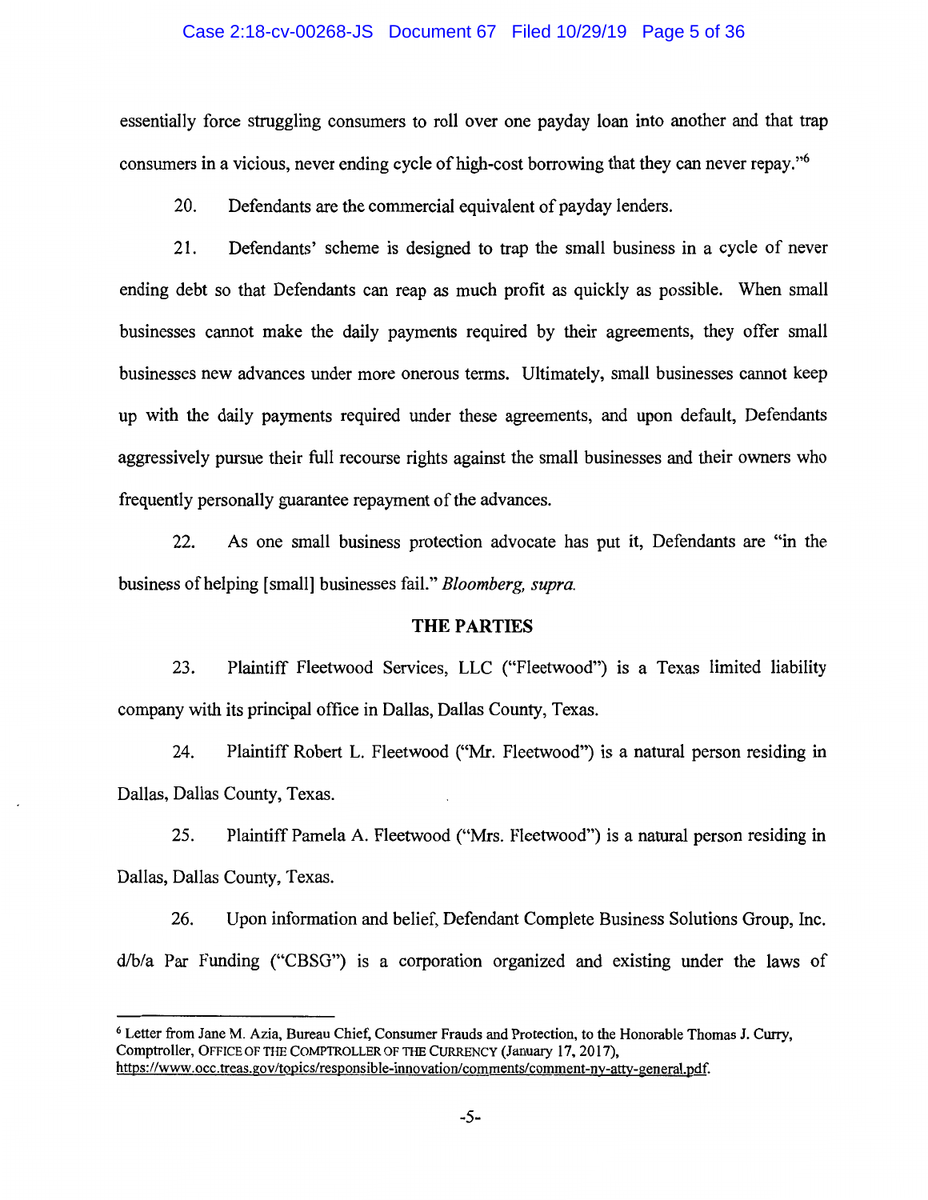essentially force struggling consumers to roll over one payday loan into another and that trap consumers in a vicious, never ending cycle of high-cost borrowing that they can never repay."[6]

20. Defendants are the commercial equivalent of payday lenders.

21. Defendants' scheme is designed to trap the small business in a cycle of never ending debt so that Defendants can reap as much profit as quickly as possible. When small businesses cannot make the daily payments required by their agreements, they offer small businesses new advances under more onerous terms. Ultimately, small businesses cannot keep up with the daily payments required under these agreements, and upon default, Defendants aggressively pursue their full recourse rights against the small businesses and their owners who frequently personally guarantee repayment of the advances.

22. As one small business protection advocate has put it, Defendants are "in the business of helping [small] businesses fail." *Bloomberg, supra.*

## THE PARTIES

23. Plaintiff Fleetwood Services, LLC ("Fleetwood") is a Texas limited liability company with its principal office in Dallas, Dallas County, Texas.

24. Plaintiff Robert L. Fleetwood ("Mr. Fleetwood") is a natural person residing in Dallas, Dallas County, Texas.

25. Plaintiff Pamela A. Fleetwood ("Mrs. Fleetwood") is a natural person residing in Dallas, Dallas County, Texas.

26. Upon information and belief, Defendant Complete Business Solutions Group, Inc. d/b/a Par Funding ("CBSG") is a corporation organized and existing under the laws of

---

[6] Letter from Jane M. Azia, Bureau Chief, Consumer Frauds and Protection, to the Honorable Thomas J. Curry, Comptroller, OFFICE OF THE COMPTROLLER OF THE CURRENCY (January 17, 2017), https://www.occ.treas.gov/topics/responsible-innovation/comments/comment-ny-atty-general.pdf.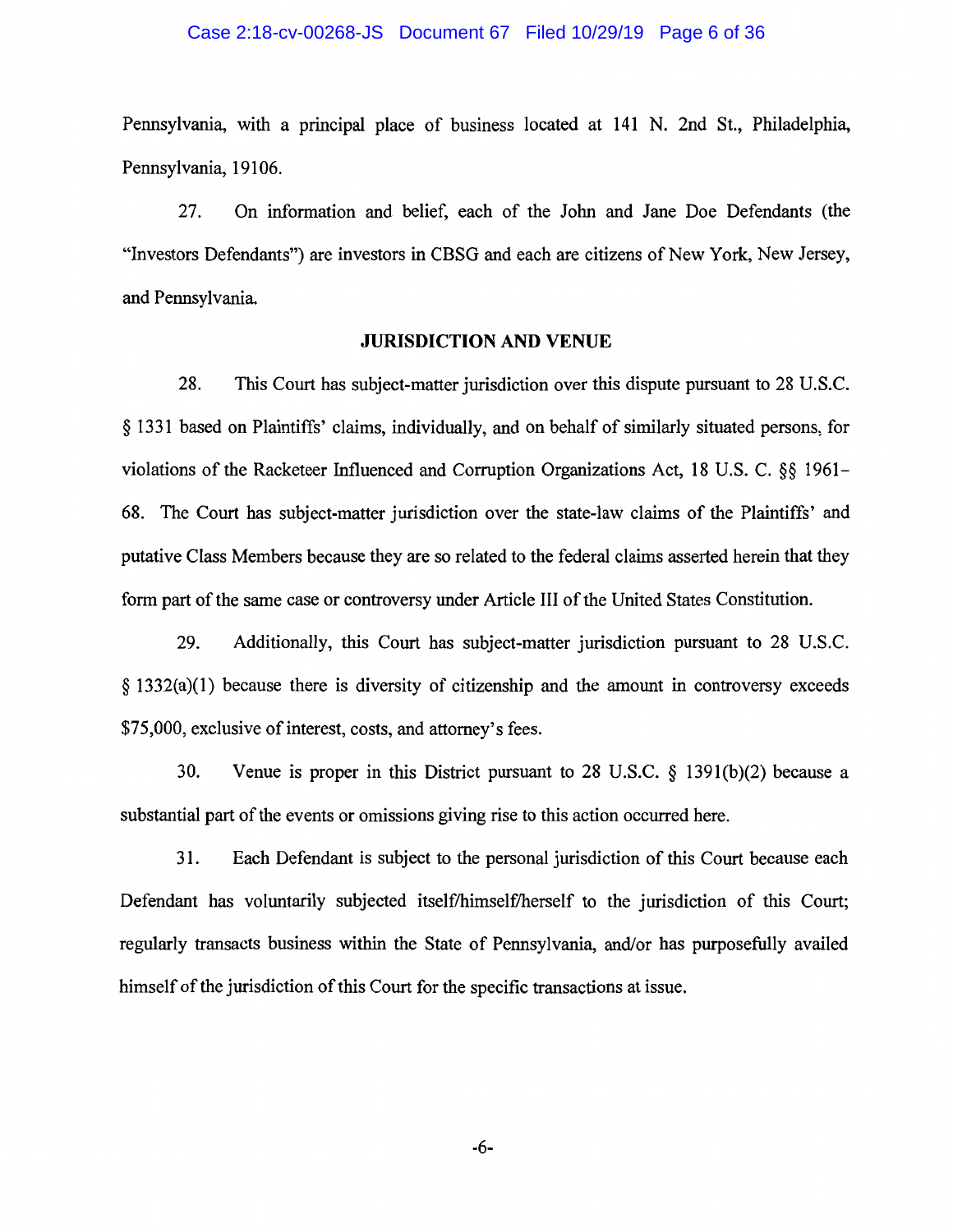Pennsylvania, with a principal place of business located at 141 N. 2nd St., Philadelphia, Pennsylvania, 19106.

27. On information and belief, each of the John and Jane Doe Defendants (the "Investors Defendants") are investors in CBSG and each are citizens of New York, New Jersey, and Pennsylvania.

**JURISDICTION AND VENUE**

28. This Court has subject-matter jurisdiction over this dispute pursuant to 28 U.S.C. § 1331 based on Plaintiffs' claims, individually, and on behalf of similarly situated persons, for violations of the Racketeer Influenced and Corruption Organizations Act, 18 U.S. C. §§ 1961–68. The Court has subject-matter jurisdiction over the state-law claims of the Plaintiffs' and putative Class Members because they are so related to the federal claims asserted herein that they form part of the same case or controversy under Article III of the United States Constitution.

29. Additionally, this Court has subject-matter jurisdiction pursuant to 28 U.S.C. § 1332(a)(1) because there is diversity of citizenship and the amount in controversy exceeds $75,000, exclusive of interest, costs, and attorney's fees.

30. Venue is proper in this District pursuant to 28 U.S.C. § 1391(b)(2) because a substantial part of the events or omissions giving rise to this action occurred here.

31. Each Defendant is subject to the personal jurisdiction of this Court because each Defendant has voluntarily subjected itself/himself/herself to the jurisdiction of this Court; regularly transacts business within the State of Pennsylvania, and/or has purposefully availed himself of the jurisdiction of this Court for the specific transactions at issue.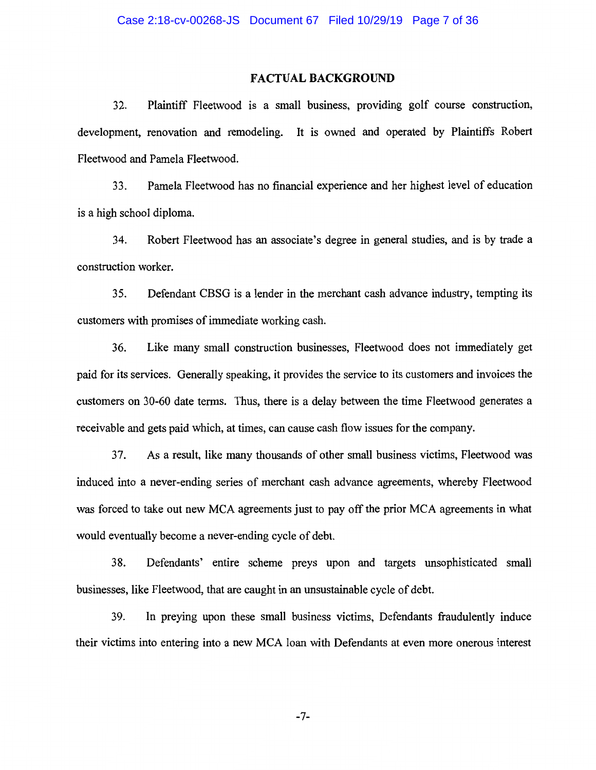## FACTUAL BACKGROUND

32. Plaintiff Fleetwood is a small business, providing golf course construction, development, renovation and remodeling. It is owned and operated by Plaintiffs Robert Fleetwood and Pamela Fleetwood.

33. Pamela Fleetwood has no financial experience and her highest level of education is a high school diploma.

34. Robert Fleetwood has an associate's degree in general studies, and is by trade a construction worker.

35. Defendant CBSG is a lender in the merchant cash advance industry, tempting its customers with promises of immediate working cash.

36. Like many small construction businesses, Fleetwood does not immediately get paid for its services. Generally speaking, it provides the service to its customers and invoices the customers on 30-60 date terms. Thus, there is a delay between the time Fleetwood generates a receivable and gets paid which, at times, can cause cash flow issues for the company.

37. As a result, like many thousands of other small business victims, Fleetwood was induced into a never-ending series of merchant cash advance agreements, whereby Fleetwood was forced to take out new MCA agreements just to pay off the prior MCA agreements in what would eventually become a never-ending cycle of debt.

38. Defendants' entire scheme preys upon and targets unsophisticated small businesses, like Fleetwood, that are caught in an unsustainable cycle of debt.

39. In preying upon these small business victims, Defendants fraudulently induce their victims into entering into a new MCA loan with Defendants at even more onerous interest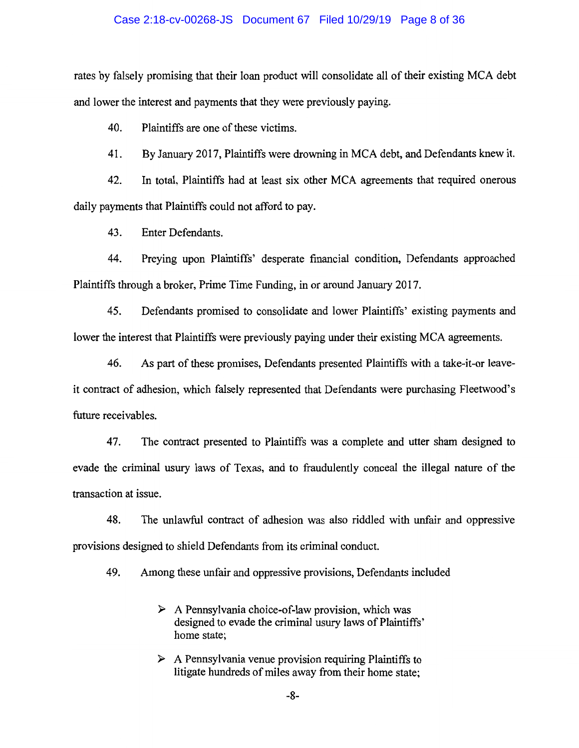rates by falsely promising that their loan product will consolidate all of their existing MCA debt and lower the interest and payments that they were previously paying.

40. Plaintiffs are one of these victims.

41. By January 2017, Plaintiffs were drowning in MCA debt, and Defendants knew it.

42. In total, Plaintiffs had at least six other MCA agreements that required onerous daily payments that Plaintiffs could not afford to pay.

43. Enter Defendants.

44. Preying upon Plaintiffs' desperate financial condition, Defendants approached Plaintiffs through a broker, Prime Time Funding, in or around January 2017.

45. Defendants promised to consolidate and lower Plaintiffs' existing payments and lower the interest that Plaintiffs were previously paying under their existing MCA agreements.

46. As part of these promises, Defendants presented Plaintiffs with a take-it-or leave-it contract of adhesion, which falsely represented that Defendants were purchasing Fleetwood's future receivables.

47. The contract presented to Plaintiffs was a complete and utter sham designed to evade the criminal usury laws of Texas, and to fraudulently conceal the illegal nature of the transaction at issue.

48. The unlawful contract of adhesion was also riddled with unfair and oppressive provisions designed to shield Defendants from its criminal conduct.

49. Among these unfair and oppressive provisions, Defendants included

- A Pennsylvania choice-of-law provision, which was designed to evade the criminal usury laws of Plaintiffs' home state;
- A Pennsylvania venue provision requiring Plaintiffs to litigate hundreds of miles away from their home state;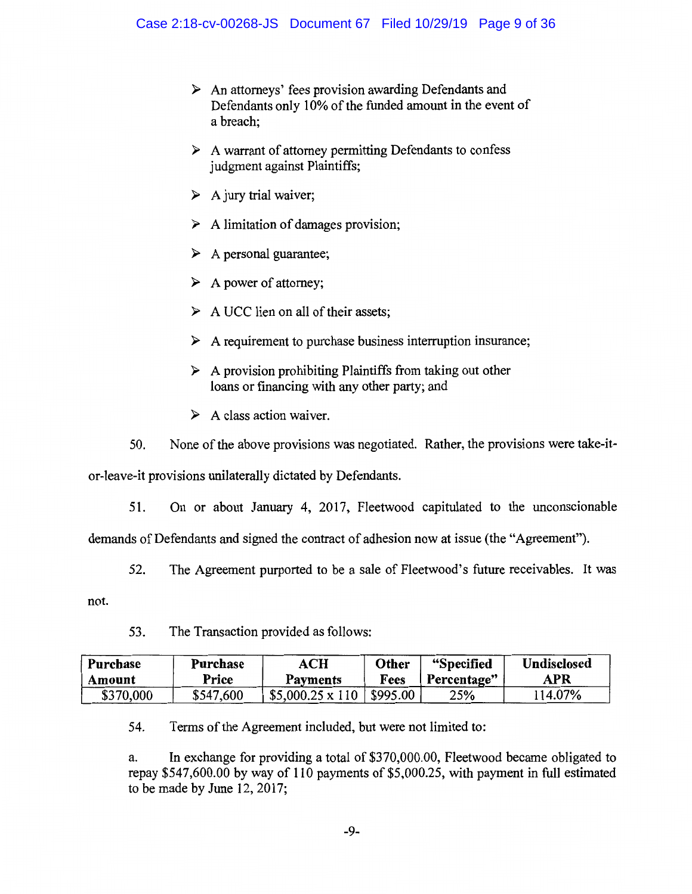- An attorneys' fees provision awarding Defendants and Defendants only 10% of the funded amount in the event of a breach;
- A warrant of attorney permitting Defendants to confess judgment against Plaintiffs;
- A jury trial waiver;
- A limitation of damages provision;
- A personal guarantee;
- A power of attorney;
- A UCC lien on all of their assets;
- A requirement to purchase business interruption insurance;
- A provision prohibiting Plaintiffs from taking out other loans or financing with any other party; and
- A class action waiver.

50. None of the above provisions was negotiated. Rather, the provisions were take-it-or-leave-it provisions unilaterally dictated by Defendants.

51. On or about January 4, 2017, Fleetwood capitulated to the unconscionable demands of Defendants and signed the contract of adhesion now at issue (the "Agreement").

52. The Agreement purported to be a sale of Fleetwood's future receivables. It was not.

53. The Transaction provided as follows:

| Purchase Amount | Purchase Price | ACH Payments | Other Fees | "Specified Percentage" | Undisclosed APR |
|---|---|---|---|---|---|
| $370,000 | $547,600 | $5,000.25 x 110 | $995.00 | 25% | 114.07% |

54. Terms of the Agreement included, but were not limited to:

a. In exchange for providing a total of $370,000.00, Fleetwood became obligated to repay $547,600.00 by way of 110 payments of $5,000.25, with payment in full estimated to be made by June 12, 2017;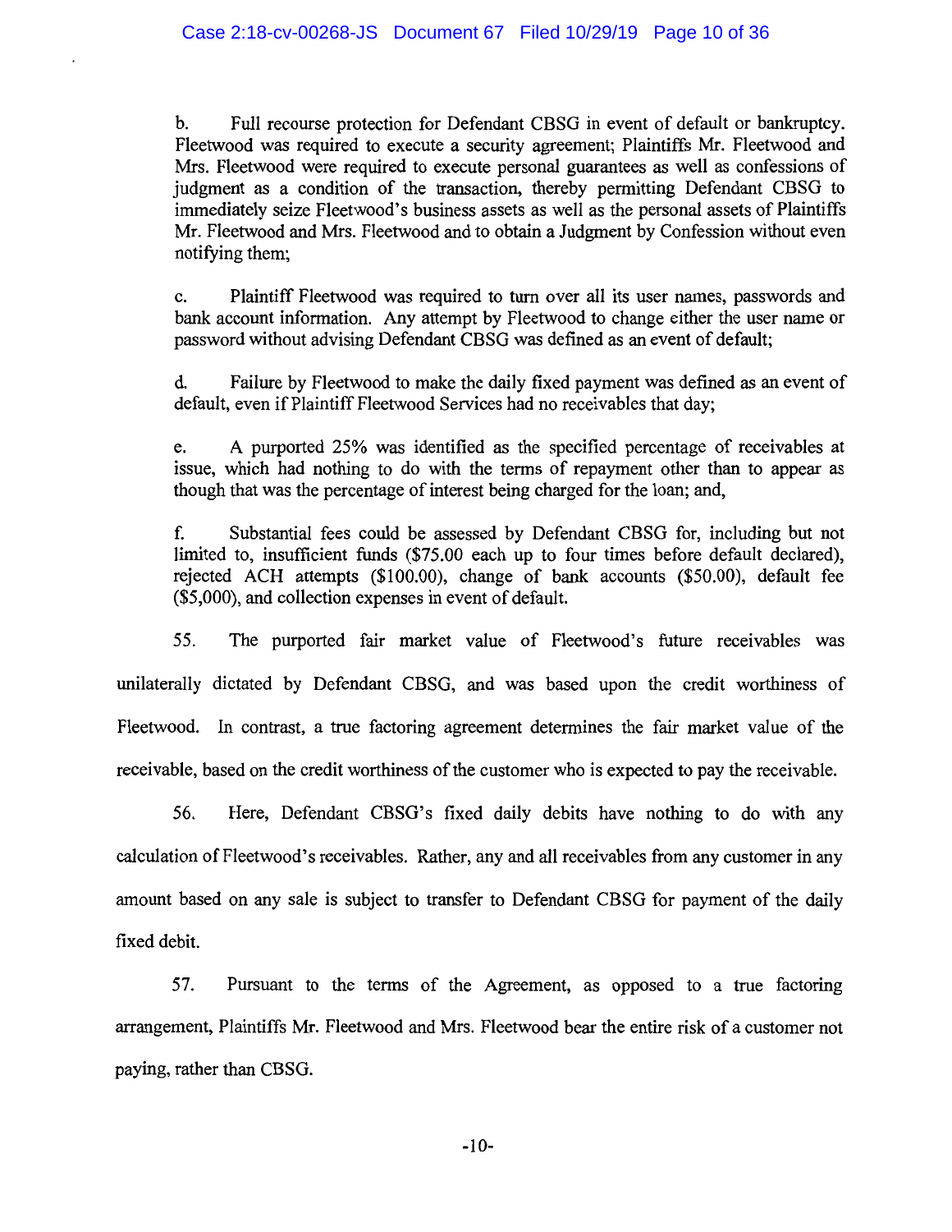b. Full recourse protection for Defendant CBSG in event of default or bankruptcy. Fleetwood was required to execute a security agreement; Plaintiffs Mr. Fleetwood and Mrs. Fleetwood were required to execute personal guarantees as well as confessions of judgment as a condition of the transaction, thereby permitting Defendant CBSG to immediately seize Fleetwood's business assets as well as the personal assets of Plaintiffs Mr. Fleetwood and Mrs. Fleetwood and to obtain a Judgment by Confession without even notifying them;

c. Plaintiff Fleetwood was required to turn over all its user names, passwords and bank account information. Any attempt by Fleetwood to change either the user name or password without advising Defendant CBSG was defined as an event of default;

d. Failure by Fleetwood to make the daily fixed payment was defined as an event of default, even if Plaintiff Fleetwood Services had no receivables that day;

e. A purported 25% was identified as the specified percentage of receivables at issue, which had nothing to do with the terms of repayment other than to appear as though that was the percentage of interest being charged for the loan; and,

f. Substantial fees could be assessed by Defendant CBSG for, including but not limited to, insufficient funds ($75.00 each up to four times before default declared), rejected ACH attempts ($100.00), change of bank accounts ($50.00), default fee ($5,000), and collection expenses in event of default.

55. The purported fair market value of Fleetwood's future receivables was unilaterally dictated by Defendant CBSG, and was based upon the credit worthiness of Fleetwood. In contrast, a true factoring agreement determines the fair market value of the receivable, based on the credit worthiness of the customer who is expected to pay the receivable.

56. Here, Defendant CBSG's fixed daily debits have nothing to do with any calculation of Fleetwood's receivables. Rather, any and all receivables from any customer in any amount based on any sale is subject to transfer to Defendant CBSG for payment of the daily fixed debit.

57. Pursuant to the terms of the Agreement, as opposed to a true factoring arrangement, Plaintiffs Mr. Fleetwood and Mrs. Fleetwood bear the entire risk of a customer not paying, rather than CBSG.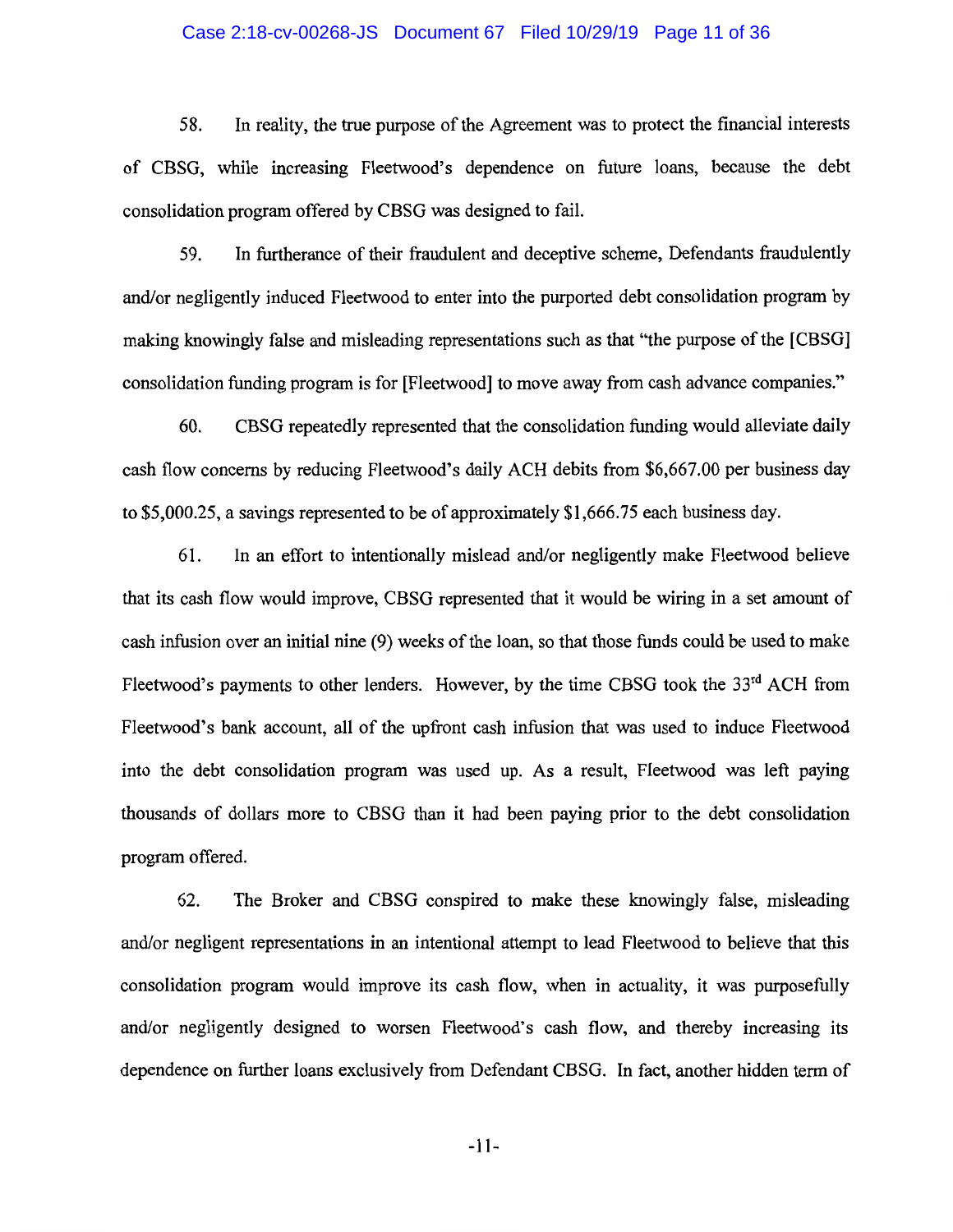58. In reality, the true purpose of the Agreement was to protect the financial interests of CBSG, while increasing Fleetwood's dependence on future loans, because the debt consolidation program offered by CBSG was designed to fail.

59. In furtherance of their fraudulent and deceptive scheme, Defendants fraudulently and/or negligently induced Fleetwood to enter into the purported debt consolidation program by making knowingly false and misleading representations such as that "the purpose of the [CBSG] consolidation funding program is for [Fleetwood] to move away from cash advance companies."

60. CBSG repeatedly represented that the consolidation funding would alleviate daily cash flow concerns by reducing Fleetwood's daily ACH debits from $6,667.00 per business day to $5,000.25, a savings represented to be of approximately $1,666.75 each business day.

61. In an effort to intentionally mislead and/or negligently make Fleetwood believe that its cash flow would improve, CBSG represented that it would be wiring in a set amount of cash infusion over an initial nine (9) weeks of the loan, so that those funds could be used to make Fleetwood's payments to other lenders. However, by the time CBSG took the 33rd ACH from Fleetwood's bank account, all of the upfront cash infusion that was used to induce Fleetwood into the debt consolidation program was used up. As a result, Fleetwood was left paying thousands of dollars more to CBSG than it had been paying prior to the debt consolidation program offered.

62. The Broker and CBSG conspired to make these knowingly false, misleading and/or negligent representations in an intentional attempt to lead Fleetwood to believe that this consolidation program would improve its cash flow, when in actuality, it was purposefully and/or negligently designed to worsen Fleetwood's cash flow, and thereby increasing its dependence on further loans exclusively from Defendant CBSG. In fact, another hidden term of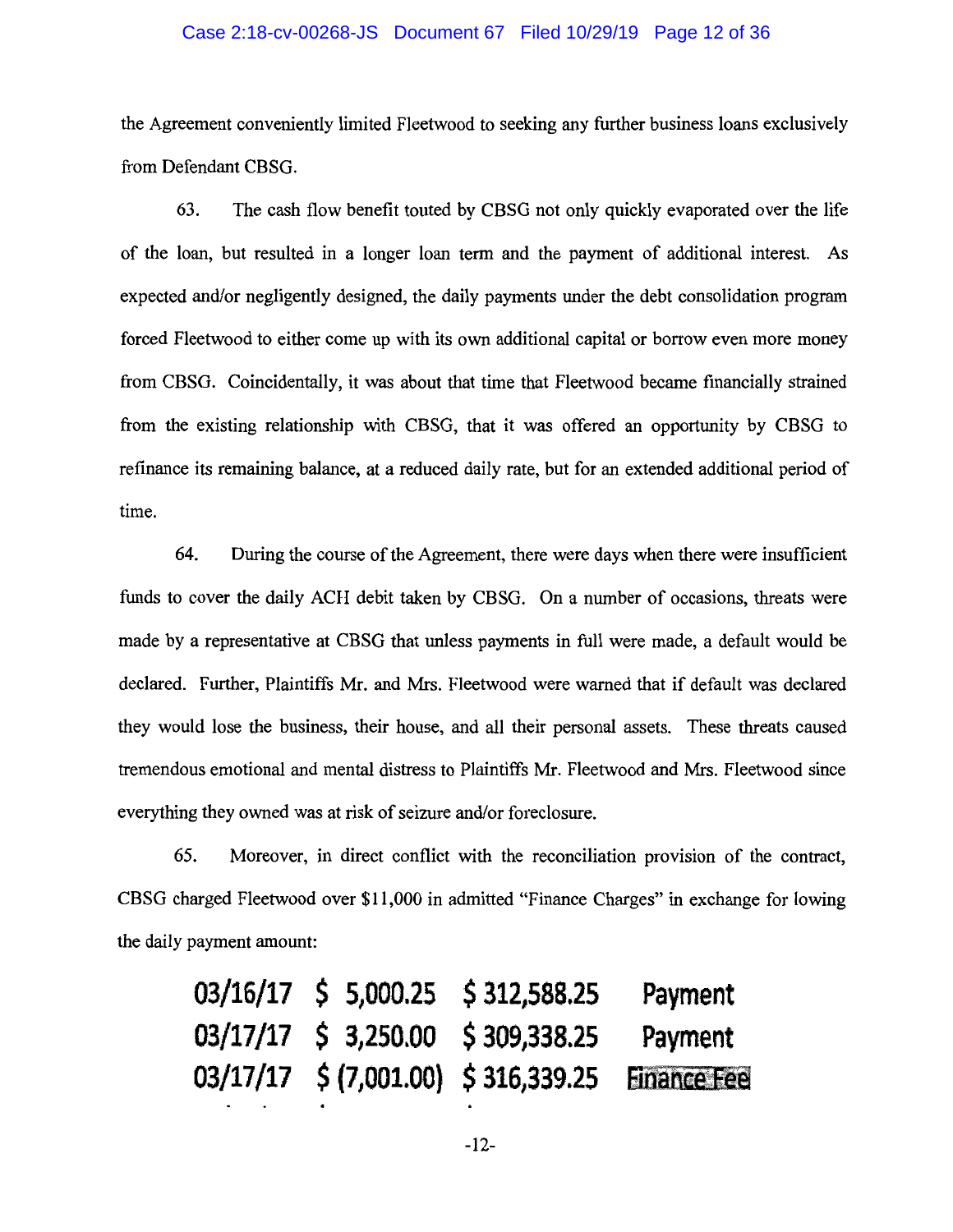the Agreement conveniently limited Fleetwood to seeking any further business loans exclusively from Defendant CBSG.

63. The cash flow benefit touted by CBSG not only quickly evaporated over the life of the loan, but resulted in a longer loan term and the payment of additional interest. As expected and/or negligently designed, the daily payments under the debt consolidation program forced Fleetwood to either come up with its own additional capital or borrow even more money from CBSG. Coincidentally, it was about that time that Fleetwood became financially strained from the existing relationship with CBSG, that it was offered an opportunity by CBSG to refinance its remaining balance, at a reduced daily rate, but for an extended additional period of time.

64. During the course of the Agreement, there were days when there were insufficient funds to cover the daily ACH debit taken by CBSG. On a number of occasions, threats were made by a representative at CBSG that unless payments in full were made, a default would be declared. Further, Plaintiffs Mr. and Mrs. Fleetwood were warned that if default was declared they would lose the business, their house, and all their personal assets. These threats caused tremendous emotional and mental distress to Plaintiffs Mr. Fleetwood and Mrs. Fleetwood since everything they owned was at risk of seizure and/or foreclosure.

65. Moreover, in direct conflict with the reconciliation provision of the contract, CBSG charged Fleetwood over $11,000 in admitted "Finance Charges" in exchange for lowing the daily payment amount:

| | | | |
|---|---|---|---|
| 03/16/17 | $ 5,000.25 | $ 312,588.25 | Payment |
| 03/17/17 | $ 3,250.00 | $ 309,338.25 | Payment |
| 03/17/17 | $ (7,001.00) | $ 316,339.25 | Finance Fee |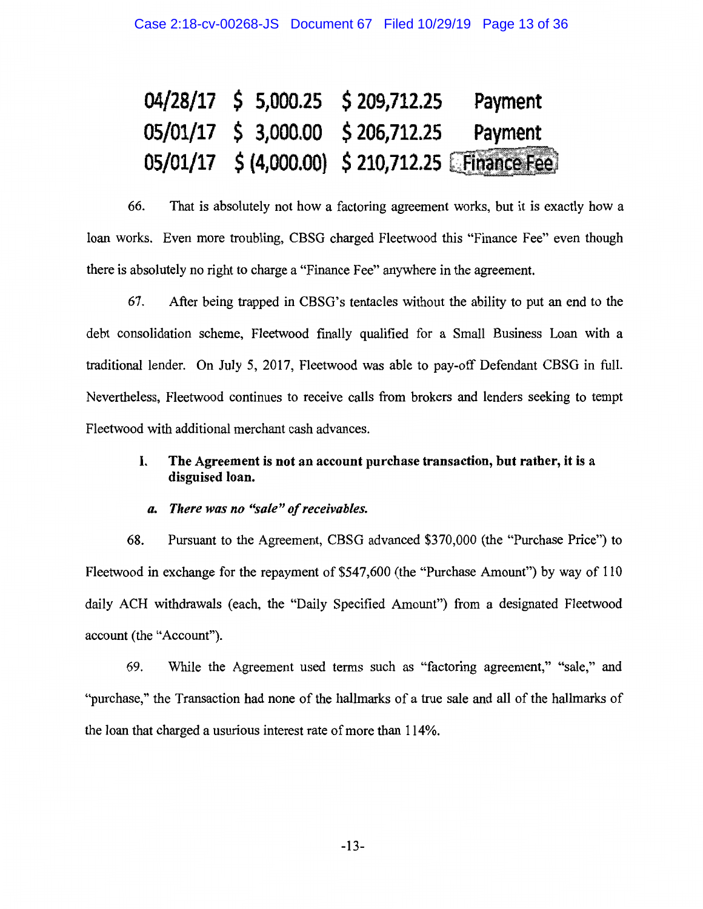| | | | |
|---|---|---|---|
| 04/28/17 | $ 5,000.25 | $ 209,712.25 | Payment |
| 05/01/17 | $ 3,000.00 | $ 206,712.25 | Payment |
| 05/01/17 | $ (4,000.00) | $ 210,712.25 | Finance Fee |

66. That is absolutely not how a factoring agreement works, but it is exactly how a loan works. Even more troubling, CBSG charged Fleetwood this "Finance Fee" even though there is absolutely no right to charge a "Finance Fee" anywhere in the agreement.

67. After being trapped in CBSG's tentacles without the ability to put an end to the debt consolidation scheme, Fleetwood finally qualified for a Small Business Loan with a traditional lender. On July 5, 2017, Fleetwood was able to pay-off Defendant CBSG in full. Nevertheless, Fleetwood continues to receive calls from brokers and lenders seeking to tempt Fleetwood with additional merchant cash advances.

### I. The Agreement is not an account purchase transaction, but rather, it is a disguised loan.

#### *a. There was no "sale" of receivables.*

68. Pursuant to the Agreement, CBSG advanced $370,000 (the "Purchase Price") to Fleetwood in exchange for the repayment of $547,600 (the "Purchase Amount") by way of 110 daily ACH withdrawals (each, the "Daily Specified Amount") from a designated Fleetwood account (the "Account").

69. While the Agreement used terms such as "factoring agreement," "sale," and "purchase," the Transaction had none of the hallmarks of a true sale and all of the hallmarks of the loan that charged a usurious interest rate of more than 114%.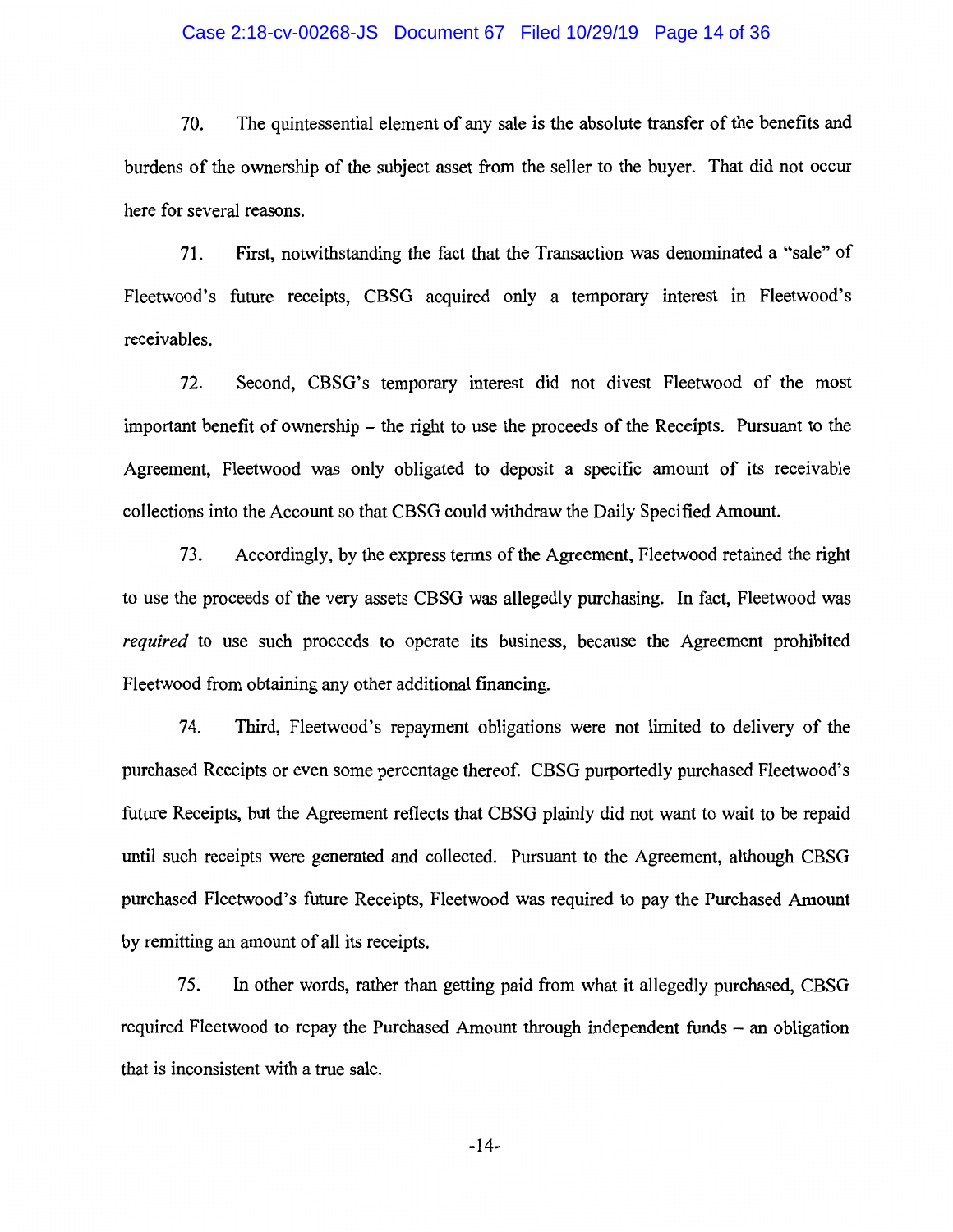70. The quintessential element of any sale is the absolute transfer of the benefits and burdens of the ownership of the subject asset from the seller to the buyer. That did not occur here for several reasons.

71. First, notwithstanding the fact that the Transaction was denominated a "sale" of Fleetwood's future receipts, CBSG acquired only a temporary interest in Fleetwood's receivables.

72. Second, CBSG's temporary interest did not divest Fleetwood of the most important benefit of ownership – the right to use the proceeds of the Receipts. Pursuant to the Agreement, Fleetwood was only obligated to deposit a specific amount of its receivable collections into the Account so that CBSG could withdraw the Daily Specified Amount.

73. Accordingly, by the express terms of the Agreement, Fleetwood retained the right to use the proceeds of the very assets CBSG was allegedly purchasing. In fact, Fleetwood was *required* to use such proceeds to operate its business, because the Agreement prohibited Fleetwood from obtaining any other additional financing.

74. Third, Fleetwood's repayment obligations were not limited to delivery of the purchased Receipts or even some percentage thereof. CBSG purportedly purchased Fleetwood's future Receipts, but the Agreement reflects that CBSG plainly did not want to wait to be repaid until such receipts were generated and collected. Pursuant to the Agreement, although CBSG purchased Fleetwood's future Receipts, Fleetwood was required to pay the Purchased Amount by remitting an amount of all its receipts.

75. In other words, rather than getting paid from what it allegedly purchased, CBSG required Fleetwood to repay the Purchased Amount through independent funds – an obligation that is inconsistent with a true sale.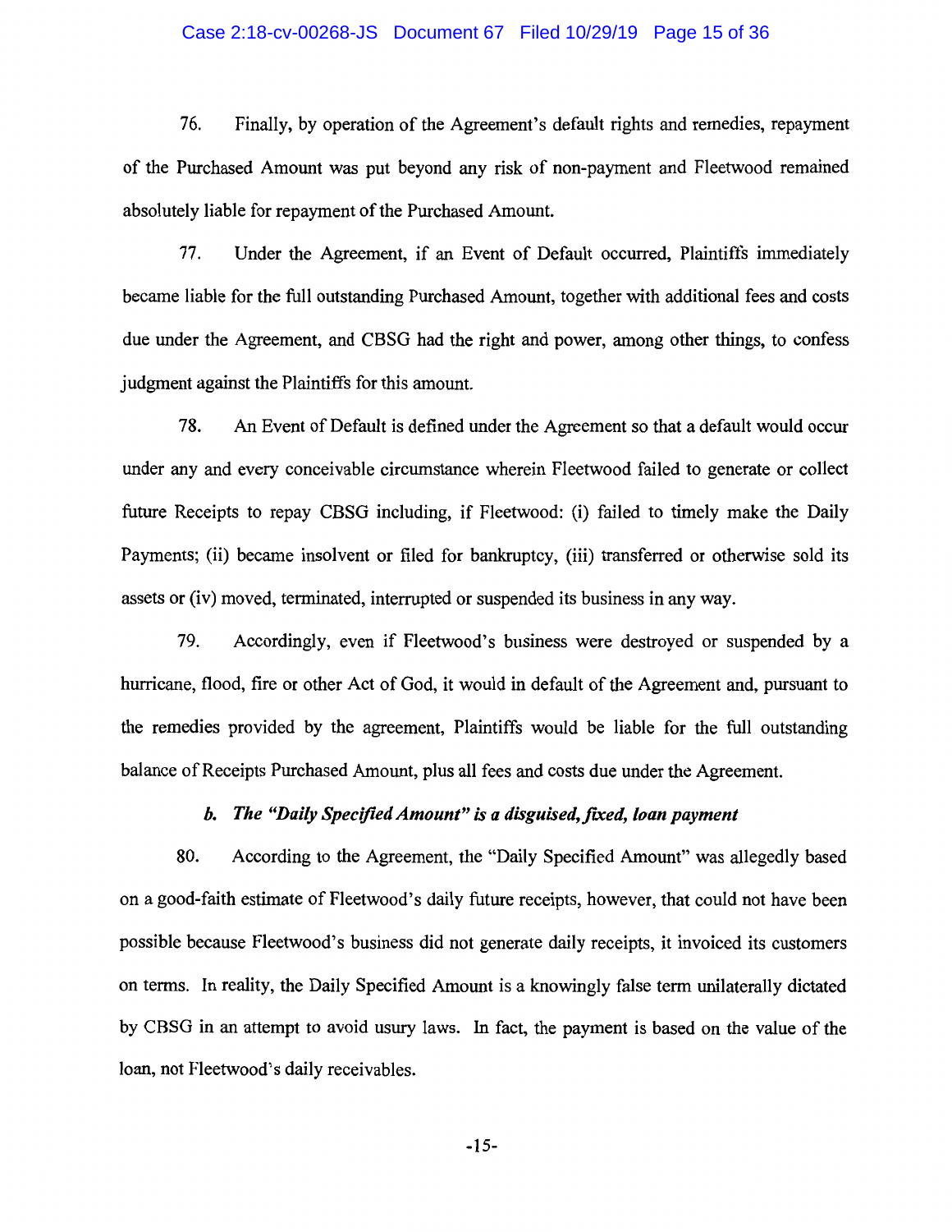76. Finally, by operation of the Agreement's default rights and remedies, repayment of the Purchased Amount was put beyond any risk of non-payment and Fleetwood remained absolutely liable for repayment of the Purchased Amount.

77. Under the Agreement, if an Event of Default occurred, Plaintiffs immediately became liable for the full outstanding Purchased Amount, together with additional fees and costs due under the Agreement, and CBSG had the right and power, among other things, to confess judgment against the Plaintiffs for this amount.

78. An Event of Default is defined under the Agreement so that a default would occur under any and every conceivable circumstance wherein Fleetwood failed to generate or collect future Receipts to repay CBSG including, if Fleetwood: (i) failed to timely make the Daily Payments; (ii) became insolvent or filed for bankruptcy, (iii) transferred or otherwise sold its assets or (iv) moved, terminated, interrupted or suspended its business in any way.

79. Accordingly, even if Fleetwood's business were destroyed or suspended by a hurricane, flood, fire or other Act of God, it would in default of the Agreement and, pursuant to the remedies provided by the agreement, Plaintiffs would be liable for the full outstanding balance of Receipts Purchased Amount, plus all fees and costs due under the Agreement.

***b. The "Daily Specified Amount" is a disguised, fixed, loan payment***

80. According to the Agreement, the "Daily Specified Amount" was allegedly based on a good-faith estimate of Fleetwood's daily future receipts, however, that could not have been possible because Fleetwood's business did not generate daily receipts, it invoiced its customers on terms. In reality, the Daily Specified Amount is a knowingly false term unilaterally dictated by CBSG in an attempt to avoid usury laws. In fact, the payment is based on the value of the loan, not Fleetwood's daily receivables.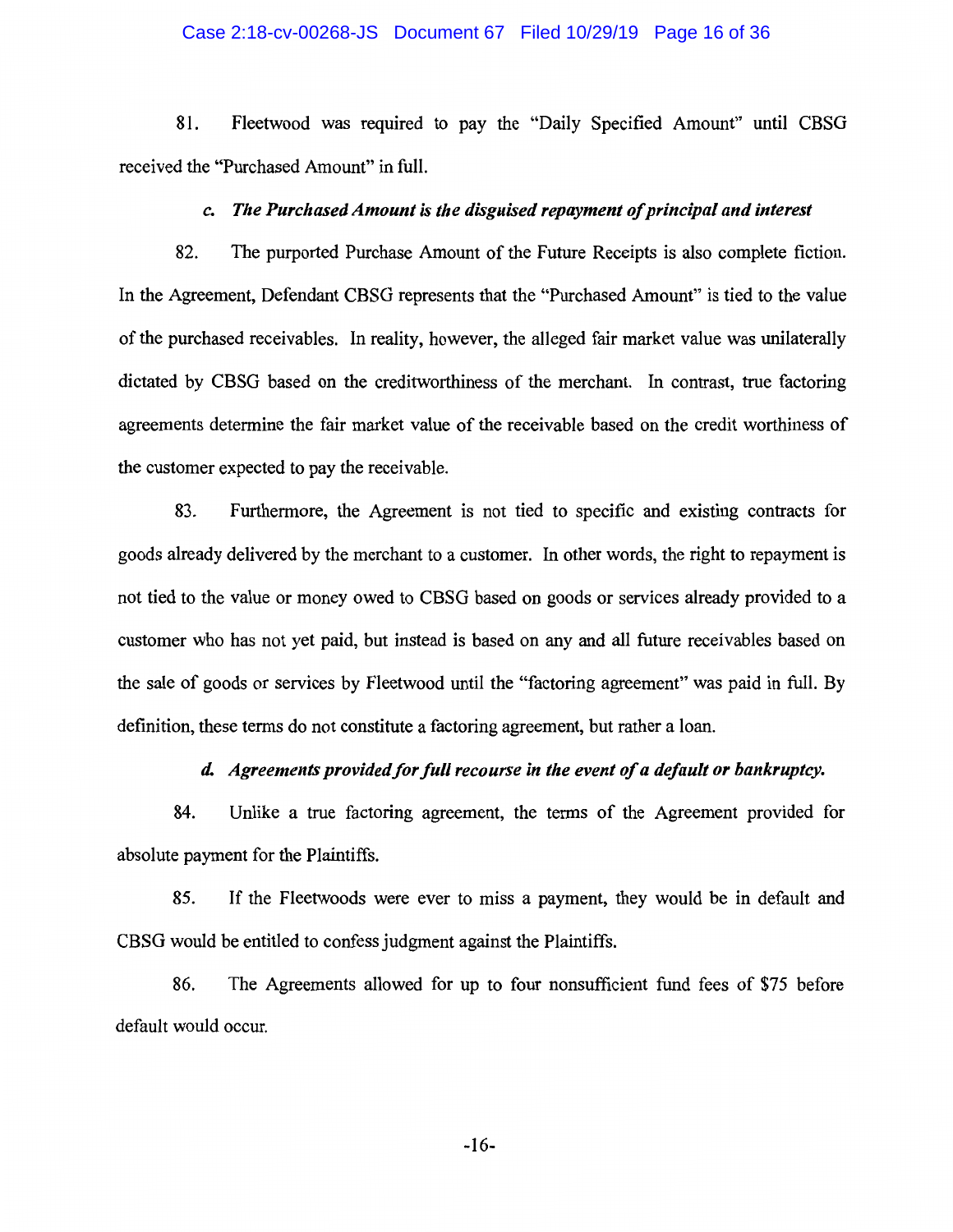81. Fleetwood was required to pay the "Daily Specified Amount" until CBSG received the "Purchased Amount" in full.

### *c. The Purchased Amount is the disguised repayment of principal and interest*

82. The purported Purchase Amount of the Future Receipts is also complete fiction. In the Agreement, Defendant CBSG represents that the "Purchased Amount" is tied to the value of the purchased receivables. In reality, however, the alleged fair market value was unilaterally dictated by CBSG based on the creditworthiness of the merchant. In contrast, true factoring agreements determine the fair market value of the receivable based on the credit worthiness of the customer expected to pay the receivable.

83. Furthermore, the Agreement is not tied to specific and existing contracts for goods already delivered by the merchant to a customer. In other words, the right to repayment is not tied to the value or money owed to CBSG based on goods or services already provided to a customer who has not yet paid, but instead is based on any and all future receivables based on the sale of goods or services by Fleetwood until the "factoring agreement" was paid in full. By definition, these terms do not constitute a factoring agreement, but rather a loan.

### *d. Agreements provided for full recourse in the event of a default or bankruptcy.*

84. Unlike a true factoring agreement, the terms of the Agreement provided for absolute payment for the Plaintiffs.

85. If the Fleetwoods were ever to miss a payment, they would be in default and CBSG would be entitled to confess judgment against the Plaintiffs.

86. The Agreements allowed for up to four nonsufficient fund fees of $75 before default would occur.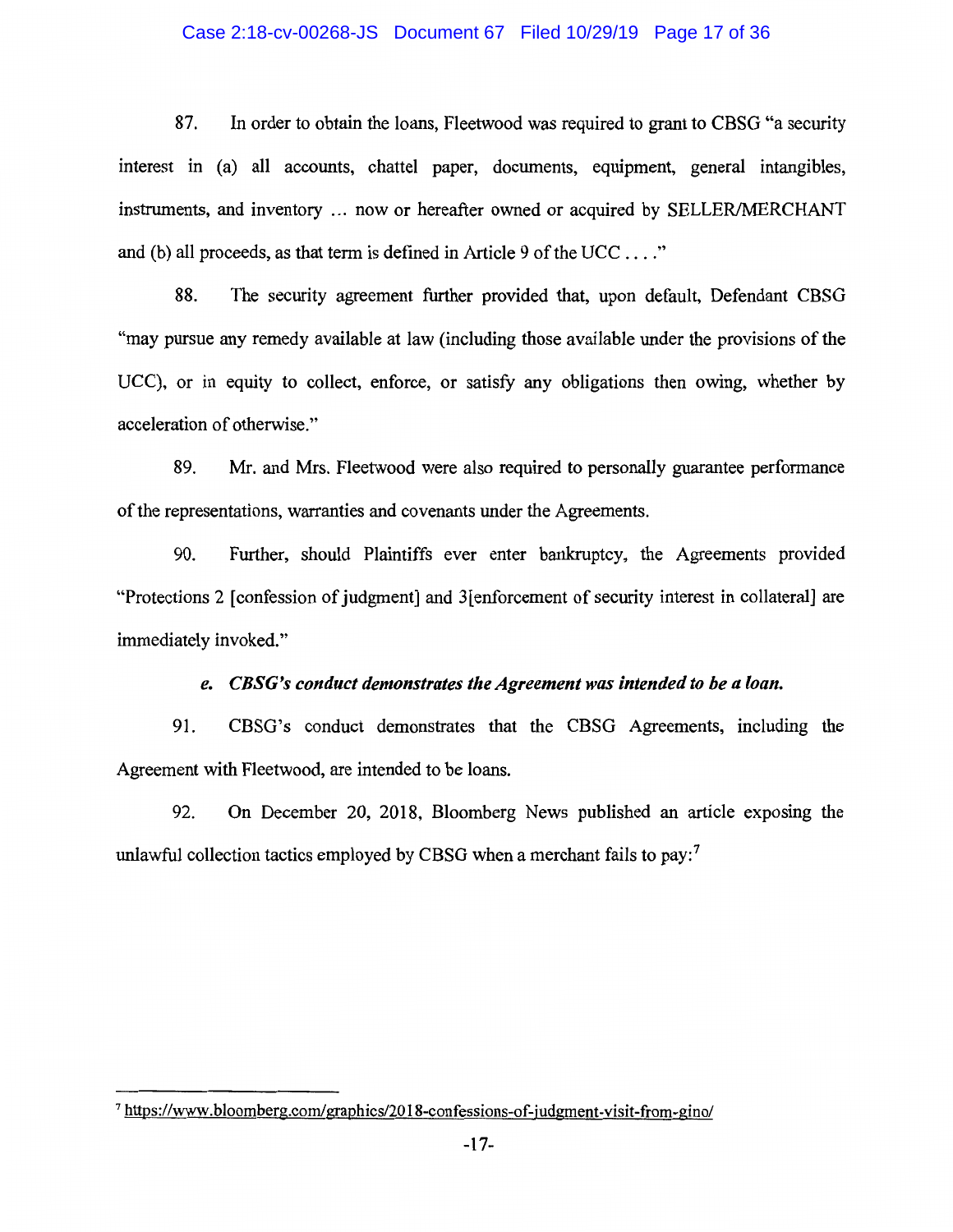87. In order to obtain the loans, Fleetwood was required to grant to CBSG "a security interest in (a) all accounts, chattel paper, documents, equipment, general intangibles, instruments, and inventory … now or hereafter owned or acquired by SELLER/MERCHANT and (b) all proceeds, as that term is defined in Article 9 of the UCC . . . ."

88. The security agreement further provided that, upon default, Defendant CBSG "may pursue any remedy available at law (including those available under the provisions of the UCC), or in equity to collect, enforce, or satisfy any obligations then owing, whether by acceleration of otherwise."

89. Mr. and Mrs. Fleetwood were also required to personally guarantee performance of the representations, warranties and covenants under the Agreements.

90. Further, should Plaintiffs ever enter bankruptcy, the Agreements provided "Protections 2 [confession of judgment] and 3[enforcement of security interest in collateral] are immediately invoked."

### *e. CBSG's conduct demonstrates the Agreement was intended to be a loan.*

91. CBSG's conduct demonstrates that the CBSG Agreements, including the Agreement with Fleetwood, are intended to be loans.

92. On December 20, 2018, Bloomberg News published an article exposing the unlawful collection tactics employed by CBSG when a merchant fails to pay:[7]

[7] https://www.bloomberg.com/graphics/2018-confessions-of-judgment-visit-from-gino/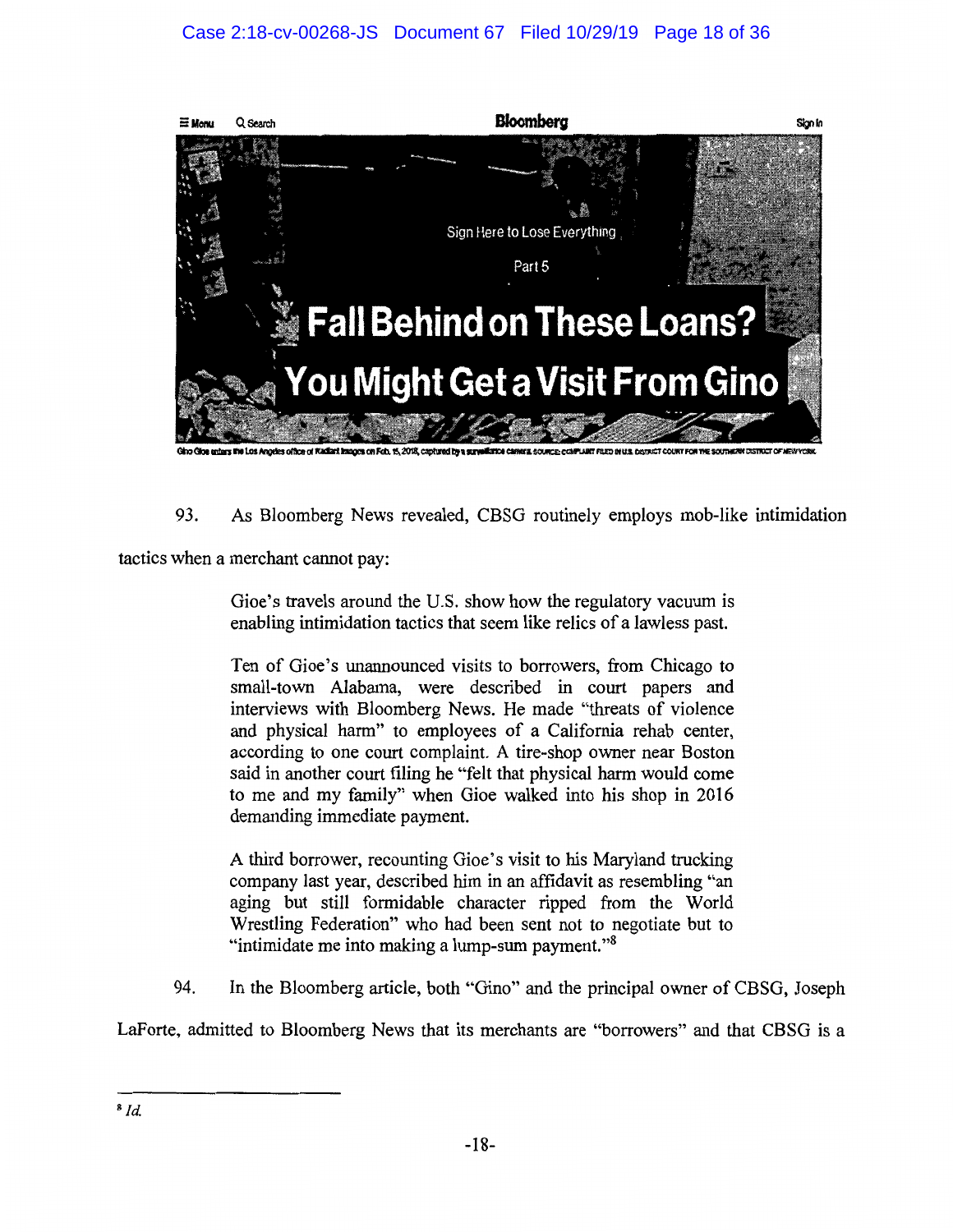Bloomberg

Sign Here to Lose Everything

Part 5

**Fall Behind on These Loans? You Might Get a Visit From Gino**

Gino Gioe enters the Los Angeles office of Radiant Images on Feb. 15, 2018, captured by a surveillance camera. SOURCE: COMPLAINT FILED IN U.S. DISTRICT COURT FOR THE SOUTHERN DISTRICT OF NEW YORK

93. As Bloomberg News revealed, CBSG routinely employs mob-like intimidation tactics when a merchant cannot pay:

> Gioe's travels around the U.S. show how the regulatory vacuum is enabling intimidation tactics that seem like relics of a lawless past.
>
> Ten of Gioe's unannounced visits to borrowers, from Chicago to small-town Alabama, were described in court papers and interviews with Bloomberg News. He made "threats of violence and physical harm" to employees of a California rehab center, according to one court complaint. A tire-shop owner near Boston said in another court filing he "felt that physical harm would come to me and my family" when Gioe walked into his shop in 2016 demanding immediate payment.
>
> A third borrower, recounting Gioe's visit to his Maryland trucking company last year, described him in an affidavit as resembling "an aging but still formidable character ripped from the World Wrestling Federation" who had been sent not to negotiate but to "intimidate me into making a lump-sum payment."[8]

94. In the Bloomberg article, both "Gino" and the principal owner of CBSG, Joseph LaForte, admitted to Bloomberg News that its merchants are "borrowers" and that CBSG is a

---

[8] *Id.*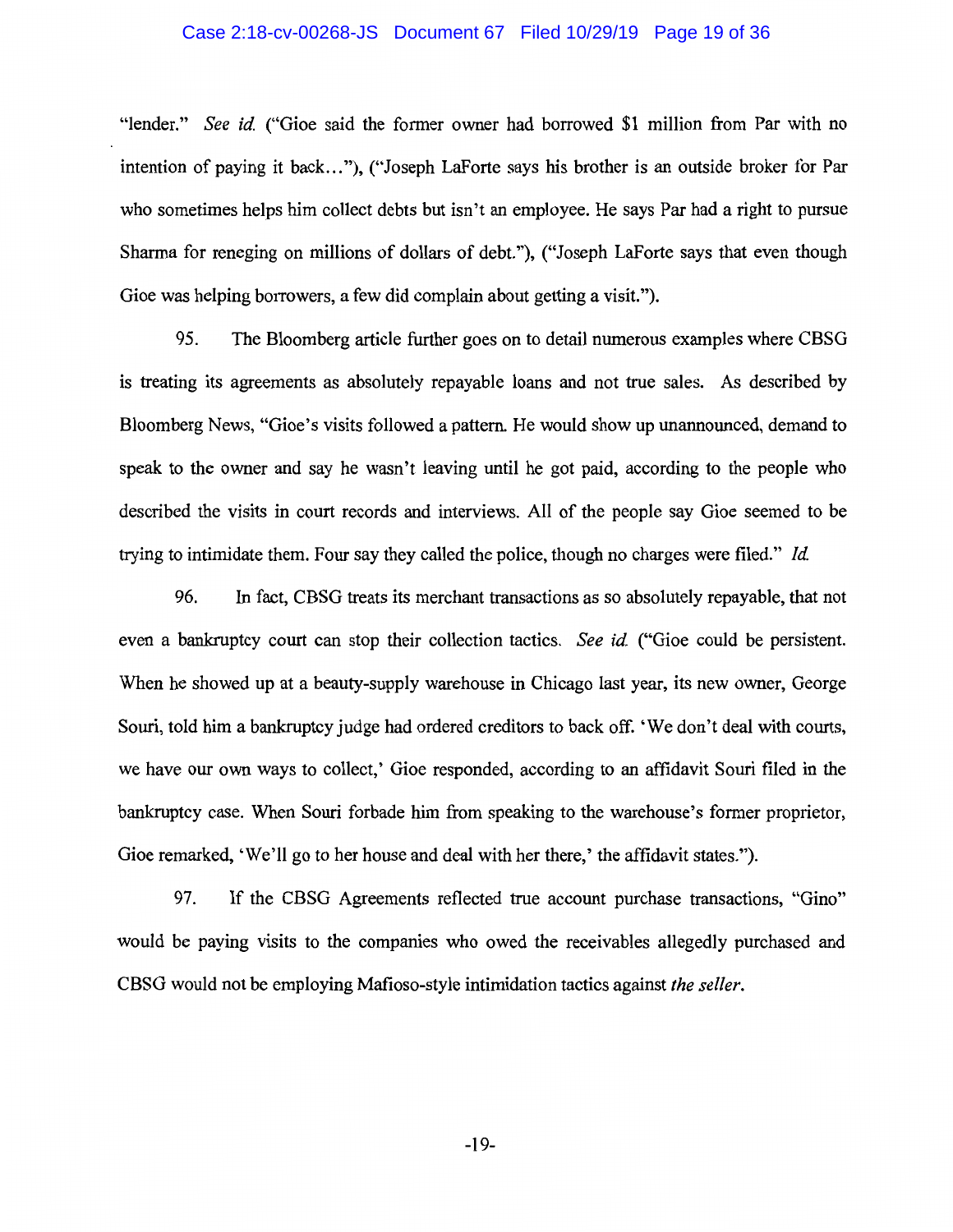"lender." *See id.* ("Gioe said the former owner had borrowed $1 million from Par with no intention of paying it back…"), ("Joseph LaForte says his brother is an outside broker for Par who sometimes helps him collect debts but isn't an employee. He says Par had a right to pursue Sharma for reneging on millions of dollars of debt."), ("Joseph LaForte says that even though Gioe was helping borrowers, a few did complain about getting a visit.").

95. The Bloomberg article further goes on to detail numerous examples where CBSG is treating its agreements as absolutely repayable loans and not true sales. As described by Bloomberg News, "Gioe's visits followed a pattern. He would show up unannounced, demand to speak to the owner and say he wasn't leaving until he got paid, according to the people who described the visits in court records and interviews. All of the people say Gioe seemed to be trying to intimidate them. Four say they called the police, though no charges were filed." *Id.*

96. In fact, CBSG treats its merchant transactions as so absolutely repayable, that not even a bankruptcy court can stop their collection tactics. *See id.* ("Gioe could be persistent. When he showed up at a beauty-supply warehouse in Chicago last year, its new owner, George Souri, told him a bankruptcy judge had ordered creditors to back off. 'We don't deal with courts, we have our own ways to collect,' Gioe responded, according to an affidavit Souri filed in the bankruptcy case. When Souri forbade him from speaking to the warehouse's former proprietor, Gioe remarked, 'We'll go to her house and deal with her there,' the affidavit states.").

97. If the CBSG Agreements reflected true account purchase transactions, "Gino" would be paying visits to the companies who owed the receivables allegedly purchased and CBSG would not be employing Mafioso-style intimidation tactics against *the seller*.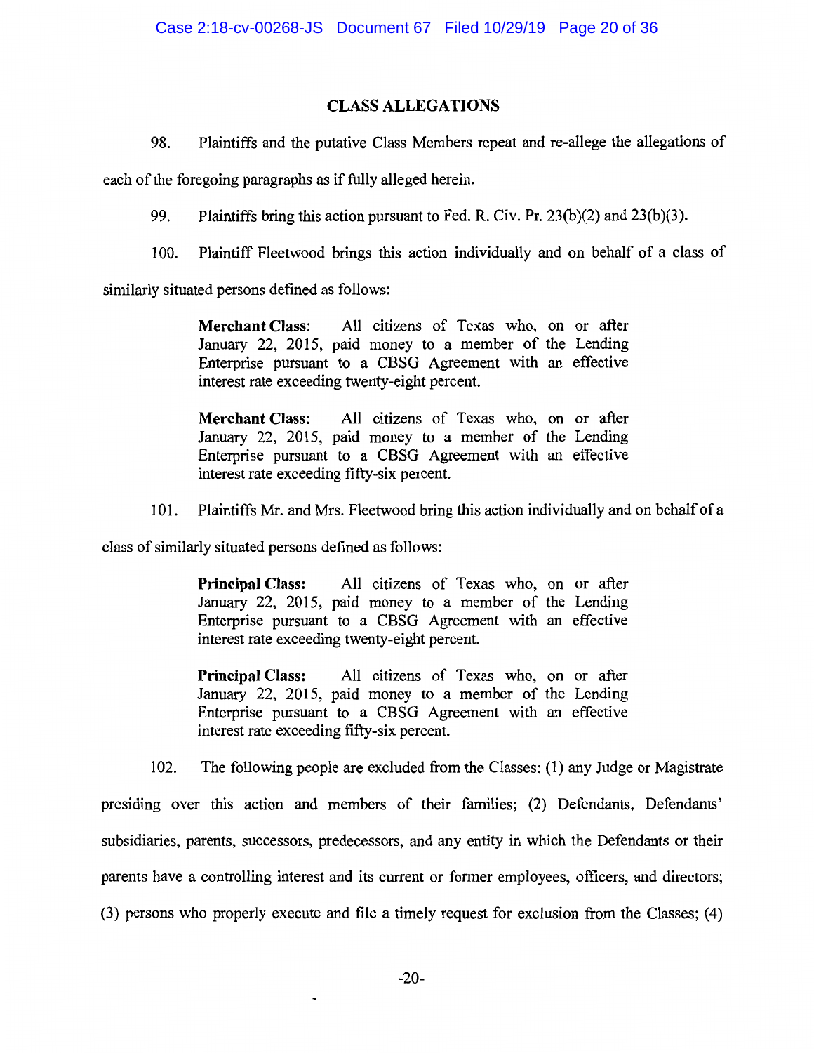## CLASS ALLEGATIONS

98. Plaintiffs and the putative Class Members repeat and re-allege the allegations of each of the foregoing paragraphs as if fully alleged herein.

99. Plaintiffs bring this action pursuant to Fed. R. Civ. Pr. 23(b)(2) and 23(b)(3).

100. Plaintiff Fleetwood brings this action individually and on behalf of a class of similarly situated persons defined as follows:

> **Merchant Class**: All citizens of Texas who, on or after January 22, 2015, paid money to a member of the Lending Enterprise pursuant to a CBSG Agreement with an effective interest rate exceeding twenty-eight percent.
>
> **Merchant Class**: All citizens of Texas who, on or after January 22, 2015, paid money to a member of the Lending Enterprise pursuant to a CBSG Agreement with an effective interest rate exceeding fifty-six percent.

101. Plaintiffs Mr. and Mrs. Fleetwood bring this action individually and on behalf of a class of similarly situated persons defined as follows:

> **Principal Class:** All citizens of Texas who, on or after January 22, 2015, paid money to a member of the Lending Enterprise pursuant to a CBSG Agreement with an effective interest rate exceeding twenty-eight percent.
>
> **Principal Class:** All citizens of Texas who, on or after January 22, 2015, paid money to a member of the Lending Enterprise pursuant to a CBSG Agreement with an effective interest rate exceeding fifty-six percent.

102. The following people are excluded from the Classes: (1) any Judge or Magistrate presiding over this action and members of their families; (2) Defendants, Defendants' subsidiaries, parents, successors, predecessors, and any entity in which the Defendants or their parents have a controlling interest and its current or former employees, officers, and directors; (3) persons who properly execute and file a timely request for exclusion from the Classes; (4)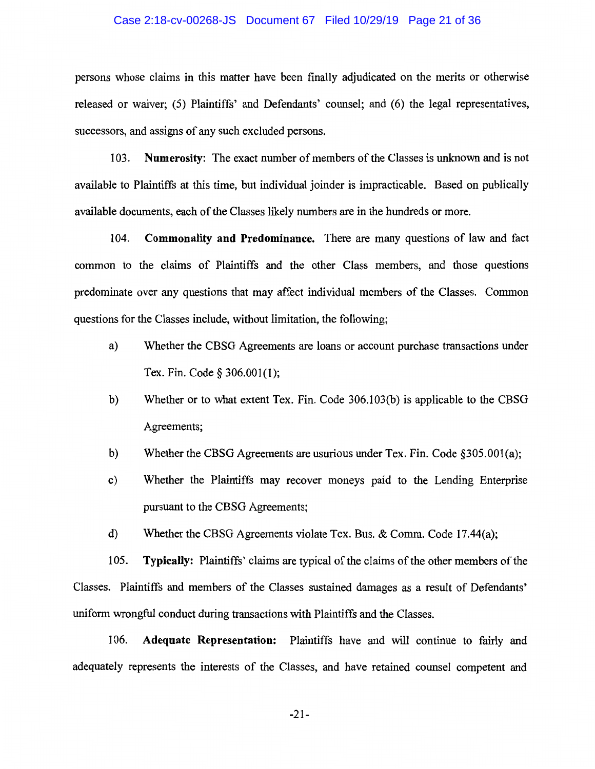persons whose claims in this matter have been finally adjudicated on the merits or otherwise released or waiver; (5) Plaintiffs' and Defendants' counsel; and (6) the legal representatives, successors, and assigns of any such excluded persons.

103. **Numerosity:** The exact number of members of the Classes is unknown and is not available to Plaintiffs at this time, but individual joinder is impracticable. Based on publically available documents, each of the Classes likely numbers are in the hundreds or more.

104. **Commonality and Predominance.** There are many questions of law and fact common to the claims of Plaintiffs and the other Class members, and those questions predominate over any questions that may affect individual members of the Classes. Common questions for the Classes include, without limitation, the following;

a) Whether the CBSG Agreements are loans or account purchase transactions under Tex. Fin. Code § 306.001(1);

b) Whether or to what extent Tex. Fin. Code 306.103(b) is applicable to the CBSG Agreements;

b) Whether the CBSG Agreements are usurious under Tex. Fin. Code §305.001(a);

c) Whether the Plaintiffs may recover moneys paid to the Lending Enterprise pursuant to the CBSG Agreements;

d) Whether the CBSG Agreements violate Tex. Bus. & Comm. Code 17.44(a);

105. **Typically:** Plaintiffs' claims are typical of the claims of the other members of the Classes. Plaintiffs and members of the Classes sustained damages as a result of Defendants' uniform wrongful conduct during transactions with Plaintiffs and the Classes.

106. **Adequate Representation:** Plaintiffs have and will continue to fairly and adequately represents the interests of the Classes, and have retained counsel competent and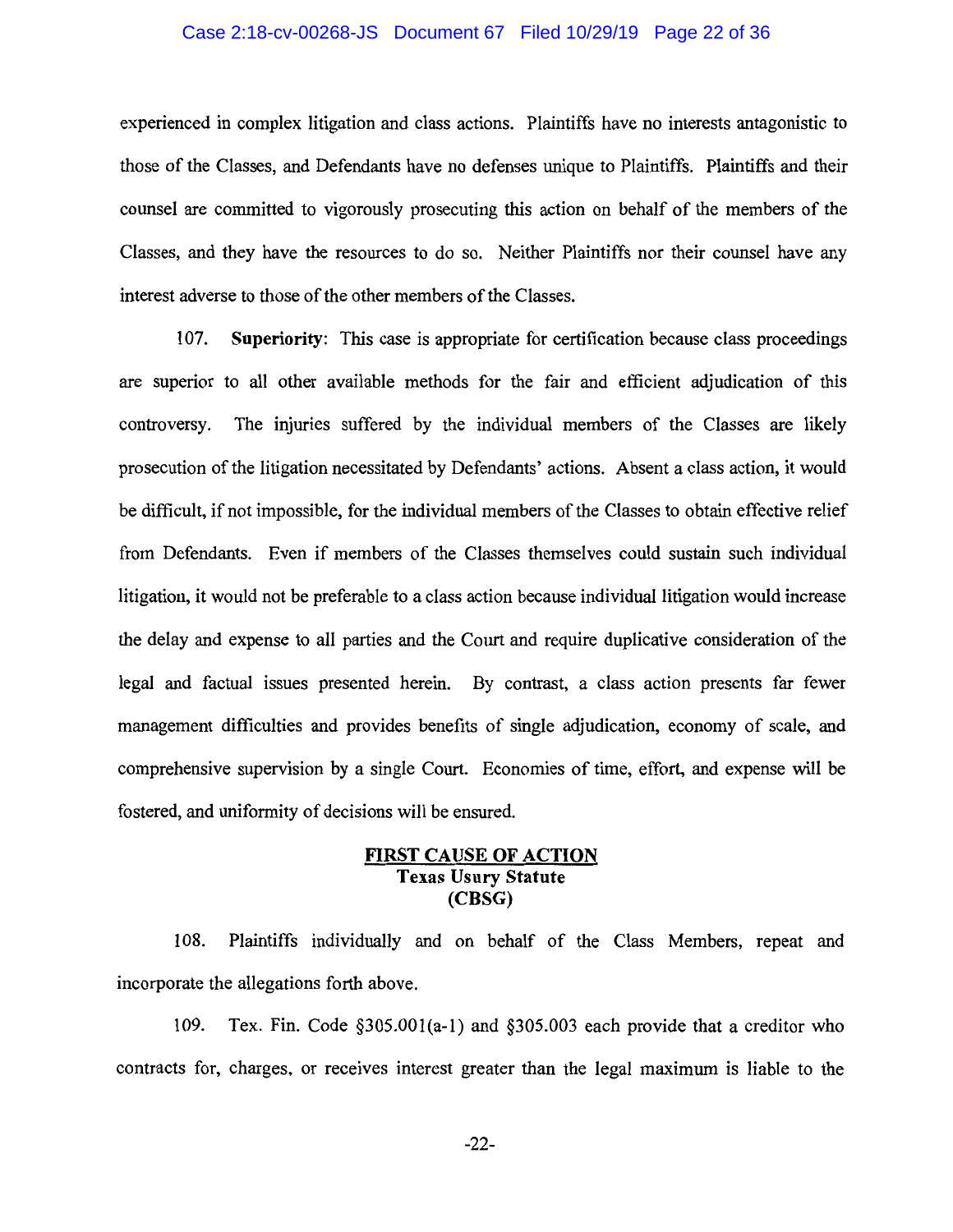experienced in complex litigation and class actions. Plaintiffs have no interests antagonistic to those of the Classes, and Defendants have no defenses unique to Plaintiffs. Plaintiffs and their counsel are committed to vigorously prosecuting this action on behalf of the members of the Classes, and they have the resources to do so. Neither Plaintiffs nor their counsel have any interest adverse to those of the other members of the Classes.

107. **Superiority**: This case is appropriate for certification because class proceedings are superior to all other available methods for the fair and efficient adjudication of this controversy. The injuries suffered by the individual members of the Classes are likely prosecution of the litigation necessitated by Defendants' actions. Absent a class action, it would be difficult, if not impossible, for the individual members of the Classes to obtain effective relief from Defendants. Even if members of the Classes themselves could sustain such individual litigation, it would not be preferable to a class action because individual litigation would increase the delay and expense to all parties and the Court and require duplicative consideration of the legal and factual issues presented herein. By contrast, a class action presents far fewer management difficulties and provides benefits of single adjudication, economy of scale, and comprehensive supervision by a single Court. Economies of time, effort, and expense will be fostered, and uniformity of decisions will be ensured.

## FIRST CAUSE OF ACTION
### Texas Usury Statute
### (CBSG)

108. Plaintiffs individually and on behalf of the Class Members, repeat and incorporate the allegations forth above.

109. Tex. Fin. Code §305.001(a-1) and §305.003 each provide that a creditor who contracts for, charges, or receives interest greater than the legal maximum is liable to the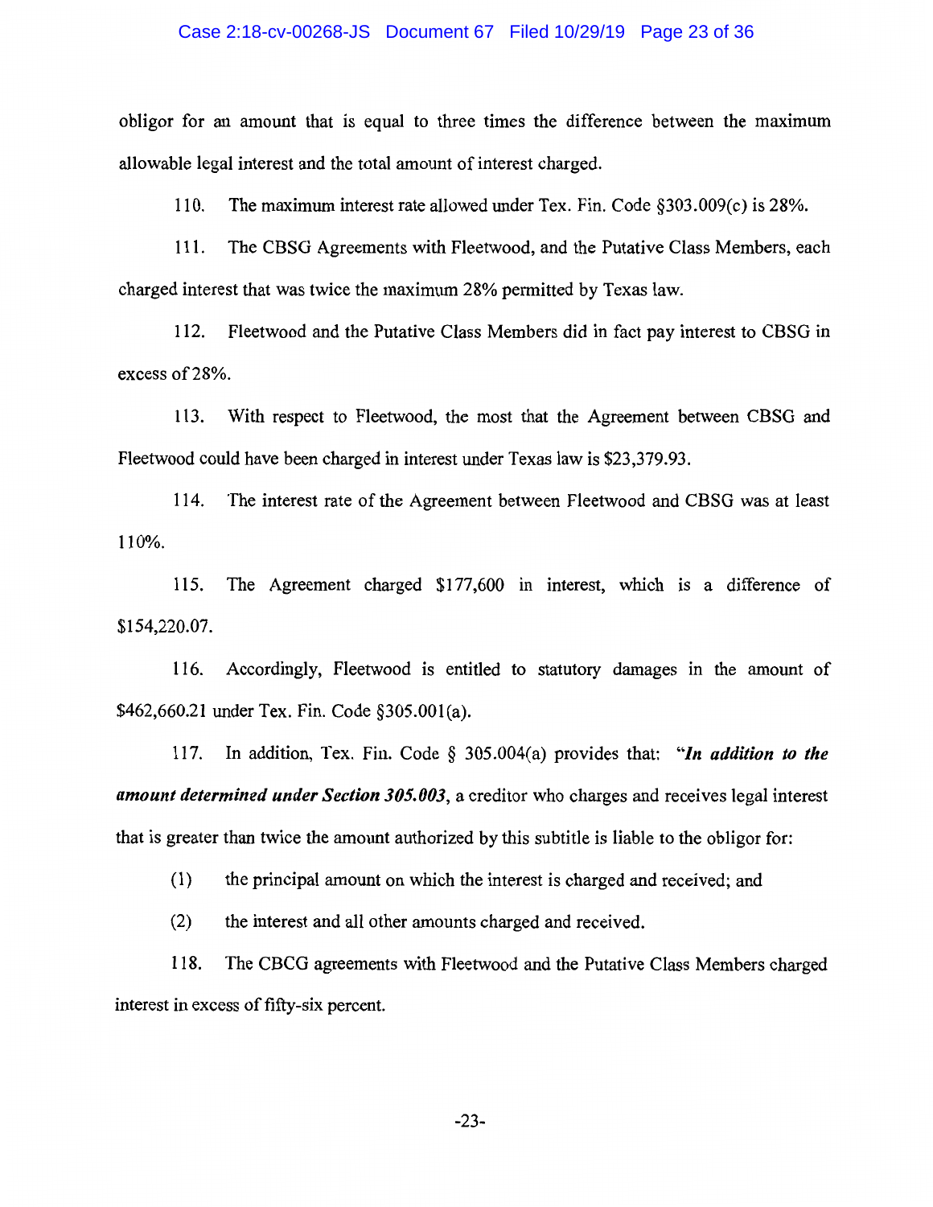obligor for an amount that is equal to three times the difference between the maximum allowable legal interest and the total amount of interest charged.

110. The maximum interest rate allowed under Tex. Fin. Code §303.009(c) is 28%.

111. The CBSG Agreements with Fleetwood, and the Putative Class Members, each charged interest that was twice the maximum 28% permitted by Texas law.

112. Fleetwood and the Putative Class Members did in fact pay interest to CBSG in excess of 28%.

113. With respect to Fleetwood, the most that the Agreement between CBSG and Fleetwood could have been charged in interest under Texas law is $23,379.93.

114. The interest rate of the Agreement between Fleetwood and CBSG was at least 110%.

115. The Agreement charged $177,600 in interest, which is a difference of $154,220.07.

116. Accordingly, Fleetwood is entitled to statutory damages in the amount of $462,660.21 under Tex. Fin. Code §305.001(a).

117. In addition, Tex. Fin. Code § 305.004(a) provides that: "***In addition to the amount determined under Section 305.003***, a creditor who charges and receives legal interest that is greater than twice the amount authorized by this subtitle is liable to the obligor for:

(1) the principal amount on which the interest is charged and received; and

(2) the interest and all other amounts charged and received.

118. The CBCG agreements with Fleetwood and the Putative Class Members charged interest in excess of fifty-six percent.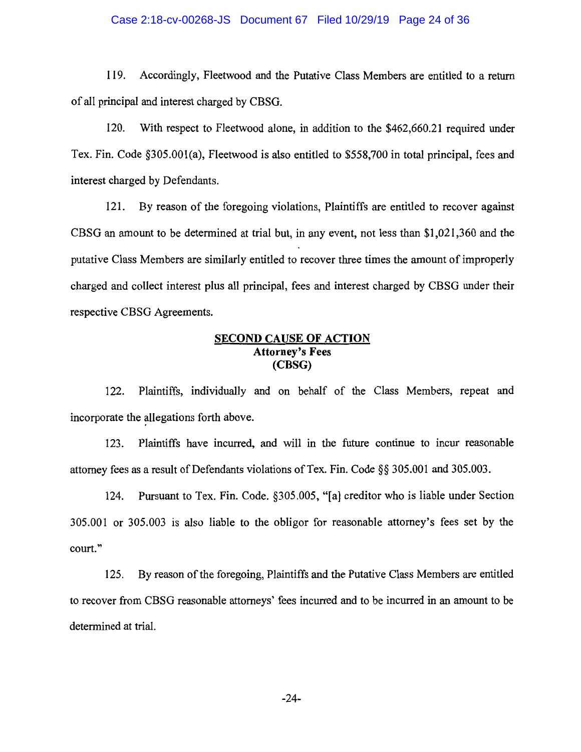119. Accordingly, Fleetwood and the Putative Class Members are entitled to a return of all principal and interest charged by CBSG.

120. With respect to Fleetwood alone, in addition to the $462,660.21 required under Tex. Fin. Code §305.001(a), Fleetwood is also entitled to $558,700 in total principal, fees and interest charged by Defendants.

121. By reason of the foregoing violations, Plaintiffs are entitled to recover against CBSG an amount to be determined at trial but, in any event, not less than $1,021,360 and the putative Class Members are similarly entitled to recover three times the amount of improperly charged and collect interest plus all principal, fees and interest charged by CBSG under their respective CBSG Agreements.

**<u>SECOND CAUSE OF ACTION</u>**
**Attorney's Fees**
**(CBSG)**

122. Plaintiffs, individually and on behalf of the Class Members, repeat and incorporate the allegations forth above.

123. Plaintiffs have incurred, and will in the future continue to incur reasonable attorney fees as a result of Defendants violations of Tex. Fin. Code §§ 305.001 and 305.003.

124. Pursuant to Tex. Fin. Code. §305.005, "[a] creditor who is liable under Section 305.001 or 305.003 is also liable to the obligor for reasonable attorney's fees set by the court."

125. By reason of the foregoing, Plaintiffs and the Putative Class Members are entitled to recover from CBSG reasonable attorneys' fees incurred and to be incurred in an amount to be determined at trial.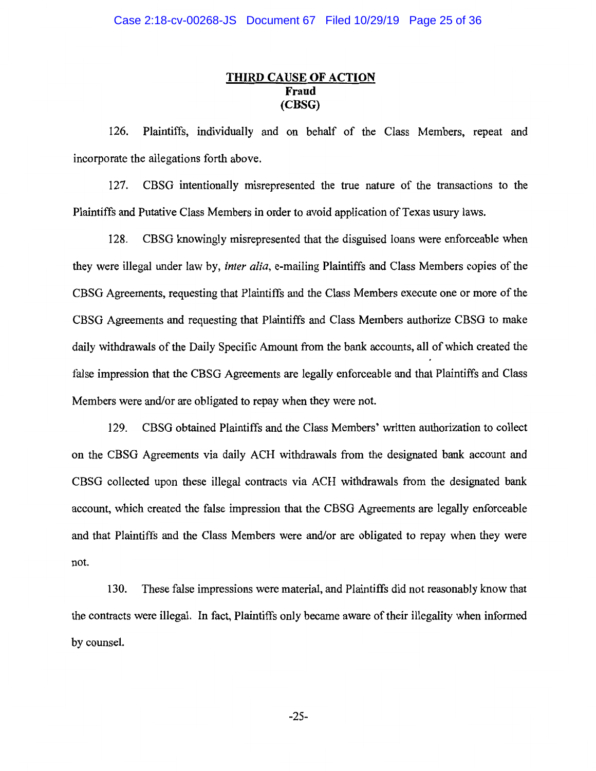## THIRD CAUSE OF ACTION
**Fraud**
**(CBSG)**

126. Plaintiffs, individually and on behalf of the Class Members, repeat and incorporate the allegations forth above.

127. CBSG intentionally misrepresented the true nature of the transactions to the Plaintiffs and Putative Class Members in order to avoid application of Texas usury laws.

128. CBSG knowingly misrepresented that the disguised loans were enforceable when they were illegal under law by, *inter alia*, e-mailing Plaintiffs and Class Members copies of the CBSG Agreements, requesting that Plaintiffs and the Class Members execute one or more of the CBSG Agreements and requesting that Plaintiffs and Class Members authorize CBSG to make daily withdrawals of the Daily Specific Amount from the bank accounts, all of which created the false impression that the CBSG Agreements are legally enforceable and that Plaintiffs and Class Members were and/or are obligated to repay when they were not.

129. CBSG obtained Plaintiffs and the Class Members' written authorization to collect on the CBSG Agreements via daily ACH withdrawals from the designated bank account and CBSG collected upon these illegal contracts via ACH withdrawals from the designated bank account, which created the false impression that the CBSG Agreements are legally enforceable and that Plaintiffs and the Class Members were and/or are obligated to repay when they were not.

130. These false impressions were material, and Plaintiffs did not reasonably know that the contracts were illegal. In fact, Plaintiffs only became aware of their illegality when informed by counsel.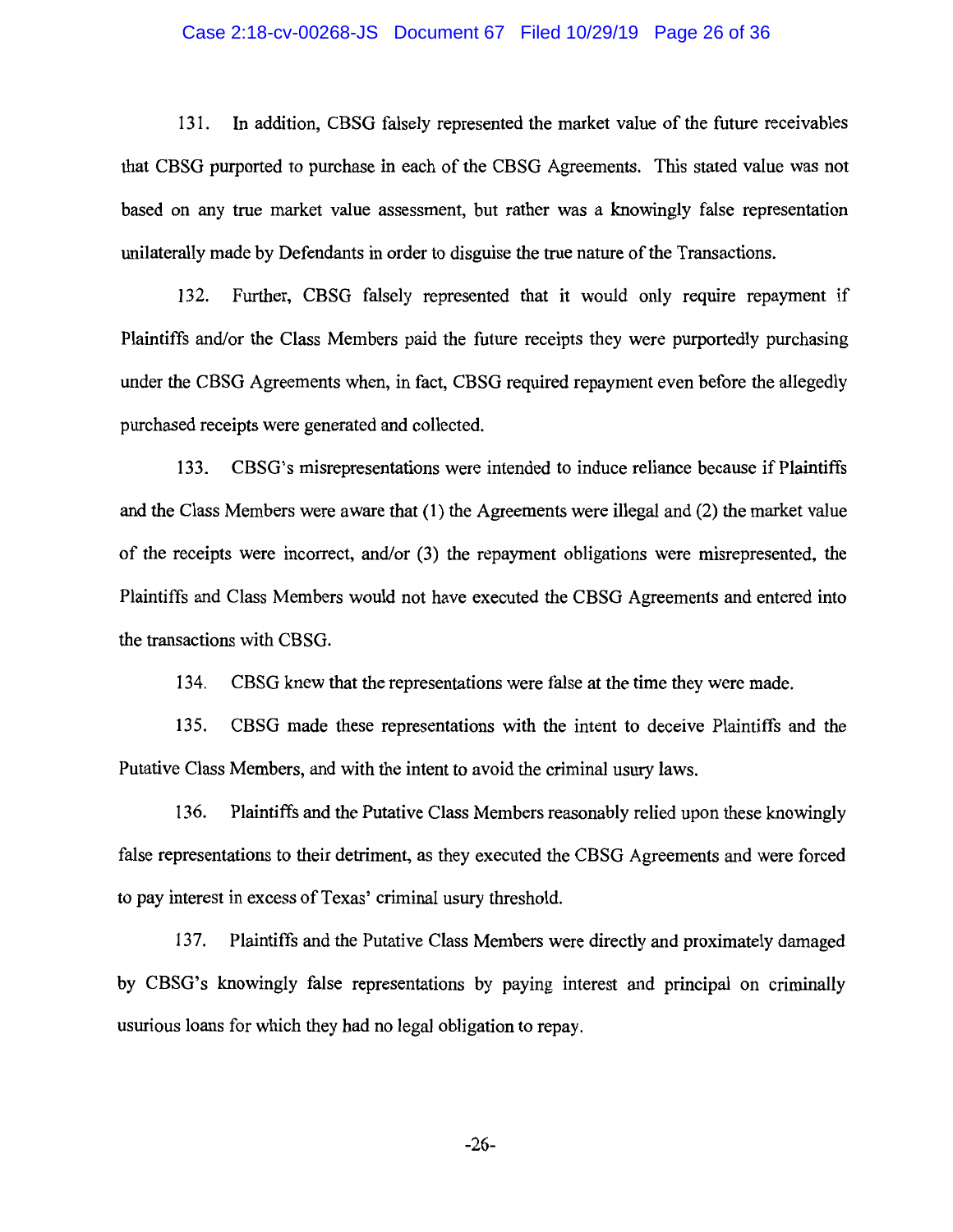131. In addition, CBSG falsely represented the market value of the future receivables that CBSG purported to purchase in each of the CBSG Agreements. This stated value was not based on any true market value assessment, but rather was a knowingly false representation unilaterally made by Defendants in order to disguise the true nature of the Transactions.

132. Further, CBSG falsely represented that it would only require repayment if Plaintiffs and/or the Class Members paid the future receipts they were purportedly purchasing under the CBSG Agreements when, in fact, CBSG required repayment even before the allegedly purchased receipts were generated and collected.

133. CBSG's misrepresentations were intended to induce reliance because if Plaintiffs and the Class Members were aware that (1) the Agreements were illegal and (2) the market value of the receipts were incorrect, and/or (3) the repayment obligations were misrepresented, the Plaintiffs and Class Members would not have executed the CBSG Agreements and entered into the transactions with CBSG.

134. CBSG knew that the representations were false at the time they were made.

135. CBSG made these representations with the intent to deceive Plaintiffs and the Putative Class Members, and with the intent to avoid the criminal usury laws.

136. Plaintiffs and the Putative Class Members reasonably relied upon these knowingly false representations to their detriment, as they executed the CBSG Agreements and were forced to pay interest in excess of Texas' criminal usury threshold.

137. Plaintiffs and the Putative Class Members were directly and proximately damaged by CBSG's knowingly false representations by paying interest and principal on criminally usurious loans for which they had no legal obligation to repay.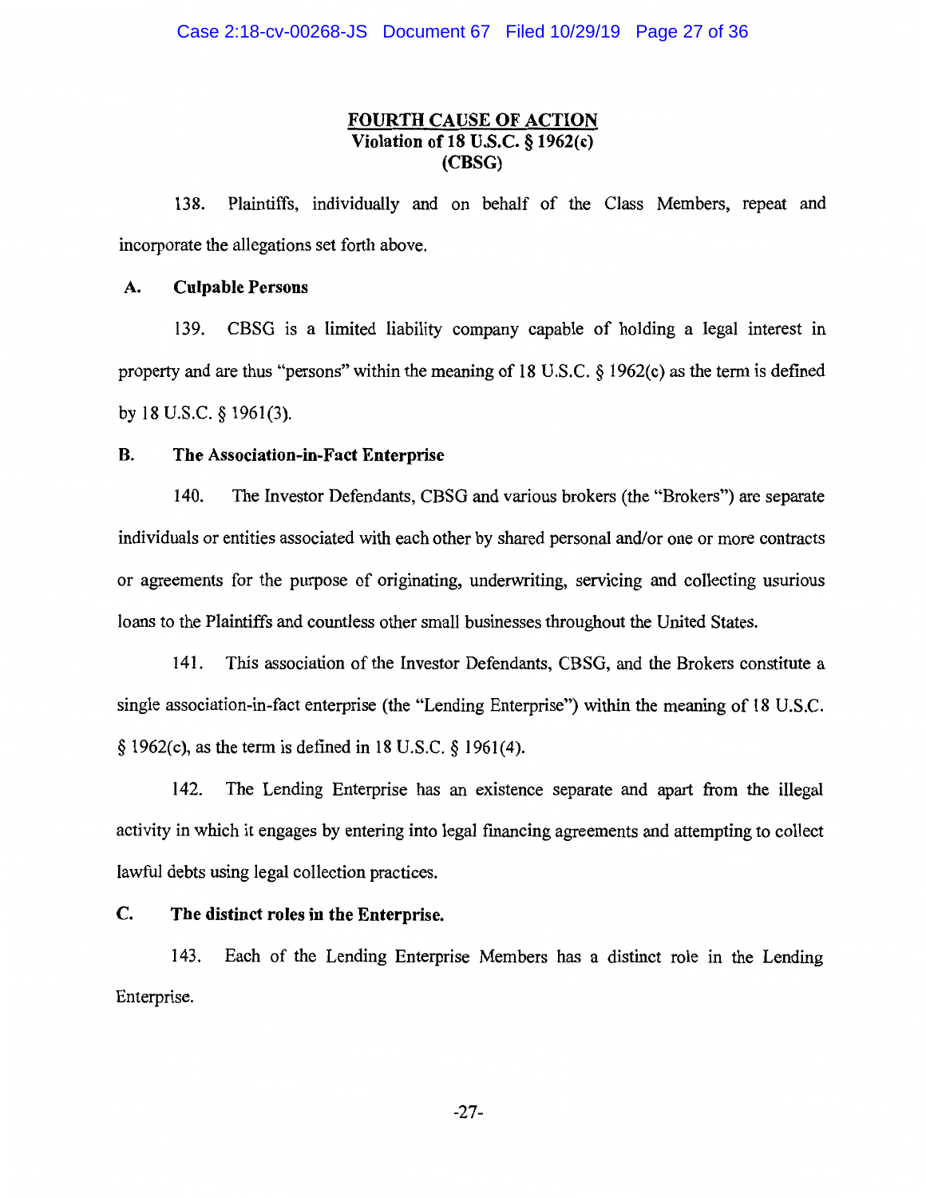## FOURTH CAUSE OF ACTION
**Violation of 18 U.S.C. § 1962(c)**
**(CBSG)**

138. Plaintiffs, individually and on behalf of the Class Members, repeat and incorporate the allegations set forth above.

### A. Culpable Persons

139. CBSG is a limited liability company capable of holding a legal interest in property and are thus "persons" within the meaning of 18 U.S.C. § 1962(c) as the term is defined by 18 U.S.C. § 1961(3).

### B. The Association-in-Fact Enterprise

140. The Investor Defendants, CBSG and various brokers (the "Brokers") are separate individuals or entities associated with each other by shared personal and/or one or more contracts or agreements for the purpose of originating, underwriting, servicing and collecting usurious loans to the Plaintiffs and countless other small businesses throughout the United States.

141. This association of the Investor Defendants, CBSG, and the Brokers constitute a single association-in-fact enterprise (the "Lending Enterprise") within the meaning of 18 U.S.C. § 1962(c), as the term is defined in 18 U.S.C. § 1961(4).

142. The Lending Enterprise has an existence separate and apart from the illegal activity in which it engages by entering into legal financing agreements and attempting to collect lawful debts using legal collection practices.

### C. The distinct roles in the Enterprise.

143. Each of the Lending Enterprise Members has a distinct role in the Lending Enterprise.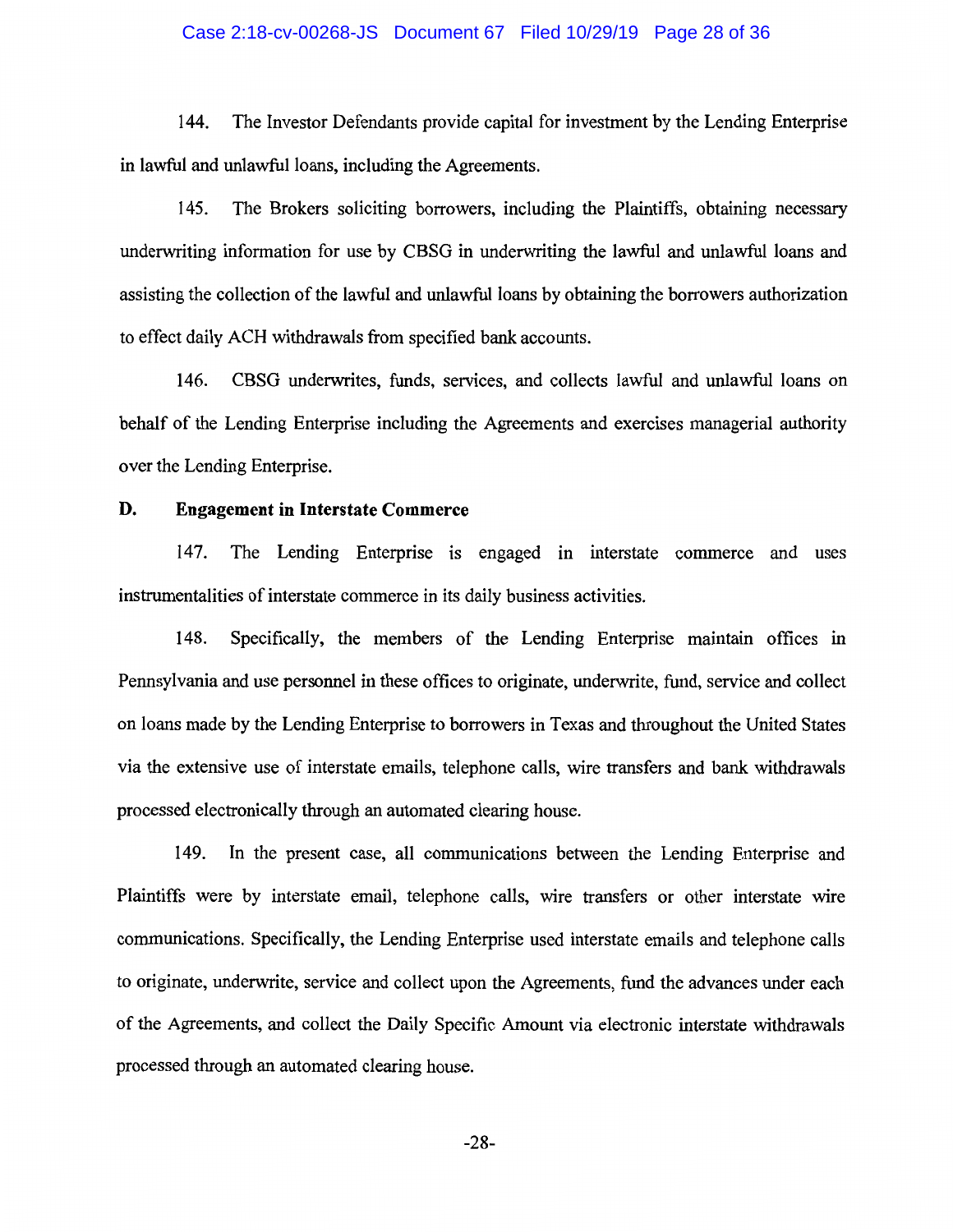144. The Investor Defendants provide capital for investment by the Lending Enterprise in lawful and unlawful loans, including the Agreements.

145. The Brokers soliciting borrowers, including the Plaintiffs, obtaining necessary underwriting information for use by CBSG in underwriting the lawful and unlawful loans and assisting the collection of the lawful and unlawful loans by obtaining the borrowers authorization to effect daily ACH withdrawals from specified bank accounts.

146. CBSG underwrites, funds, services, and collects lawful and unlawful loans on behalf of the Lending Enterprise including the Agreements and exercises managerial authority over the Lending Enterprise.

**D. Engagement in Interstate Commerce**

147. The Lending Enterprise is engaged in interstate commerce and uses instrumentalities of interstate commerce in its daily business activities.

148. Specifically, the members of the Lending Enterprise maintain offices in Pennsylvania and use personnel in these offices to originate, underwrite, fund, service and collect on loans made by the Lending Enterprise to borrowers in Texas and throughout the United States via the extensive use of interstate emails, telephone calls, wire transfers and bank withdrawals processed electronically through an automated clearing house.

149. In the present case, all communications between the Lending Enterprise and Plaintiffs were by interstate email, telephone calls, wire transfers or other interstate wire communications. Specifically, the Lending Enterprise used interstate emails and telephone calls to originate, underwrite, service and collect upon the Agreements, fund the advances under each of the Agreements, and collect the Daily Specific Amount via electronic interstate withdrawals processed through an automated clearing house.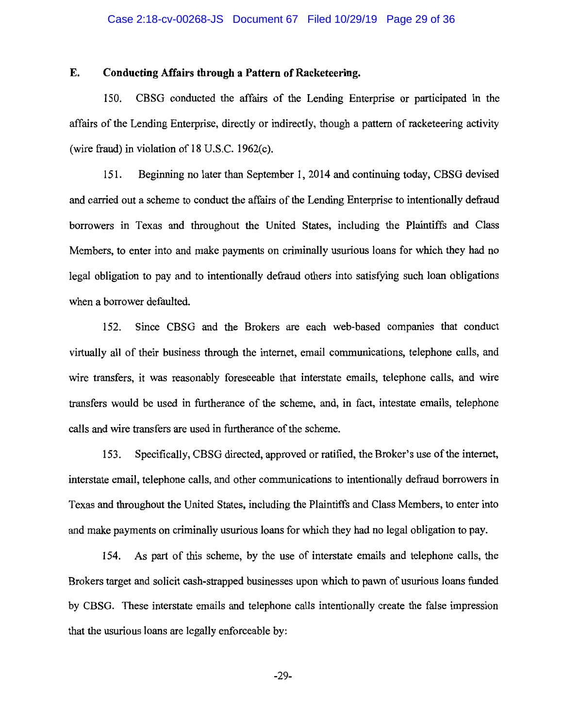### E. Conducting Affairs through a Pattern of Racketeering.

150. CBSG conducted the affairs of the Lending Enterprise or participated in the affairs of the Lending Enterprise, directly or indirectly, though a pattern of racketeering activity (wire fraud) in violation of 18 U.S.C. 1962(c).

151. Beginning no later than September 1, 2014 and continuing today, CBSG devised and carried out a scheme to conduct the affairs of the Lending Enterprise to intentionally defraud borrowers in Texas and throughout the United States, including the Plaintiffs and Class Members, to enter into and make payments on criminally usurious loans for which they had no legal obligation to pay and to intentionally defraud others into satisfying such loan obligations when a borrower defaulted.

152. Since CBSG and the Brokers are each web-based companies that conduct virtually all of their business through the internet, email communications, telephone calls, and wire transfers, it was reasonably foreseeable that interstate emails, telephone calls, and wire transfers would be used in furtherance of the scheme, and, in fact, intestate emails, telephone calls and wire transfers are used in furtherance of the scheme.

153. Specifically, CBSG directed, approved or ratified, the Broker's use of the internet, interstate email, telephone calls, and other communications to intentionally defraud borrowers in Texas and throughout the United States, including the Plaintiffs and Class Members, to enter into and make payments on criminally usurious loans for which they had no legal obligation to pay.

154. As part of this scheme, by the use of interstate emails and telephone calls, the Brokers target and solicit cash-strapped businesses upon which to pawn of usurious loans funded by CBSG. These interstate emails and telephone calls intentionally create the false impression that the usurious loans are legally enforceable by: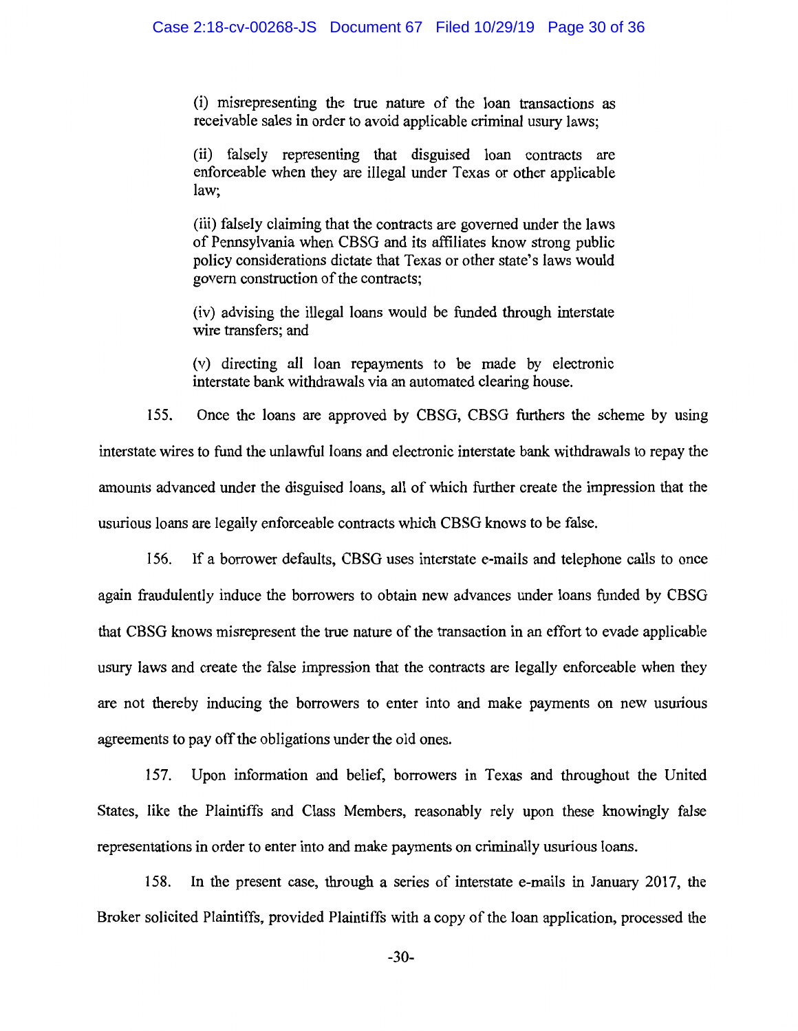> (i) misrepresenting the true nature of the loan transactions as receivable sales in order to avoid applicable criminal usury laws;
>
> (ii) falsely representing that disguised loan contracts are enforceable when they are illegal under Texas or other applicable law;
>
> (iii) falsely claiming that the contracts are governed under the laws of Pennsylvania when CBSG and its affiliates know strong public policy considerations dictate that Texas or other state's laws would govern construction of the contracts;
>
> (iv) advising the illegal loans would be funded through interstate wire transfers; and
>
> (v) directing all loan repayments to be made by electronic interstate bank withdrawals via an automated clearing house.

155. Once the loans are approved by CBSG, CBSG furthers the scheme by using interstate wires to fund the unlawful loans and electronic interstate bank withdrawals to repay the amounts advanced under the disguised loans, all of which further create the impression that the usurious loans are legally enforceable contracts which CBSG knows to be false.

156. If a borrower defaults, CBSG uses interstate e-mails and telephone calls to once again fraudulently induce the borrowers to obtain new advances under loans funded by CBSG that CBSG knows misrepresent the true nature of the transaction in an effort to evade applicable usury laws and create the false impression that the contracts are legally enforceable when they are not thereby inducing the borrowers to enter into and make payments on new usurious agreements to pay off the obligations under the old ones.

157. Upon information and belief, borrowers in Texas and throughout the United States, like the Plaintiffs and Class Members, reasonably rely upon these knowingly false representations in order to enter into and make payments on criminally usurious loans.

158. In the present case, through a series of interstate e-mails in January 2017, the Broker solicited Plaintiffs, provided Plaintiffs with a copy of the loan application, processed the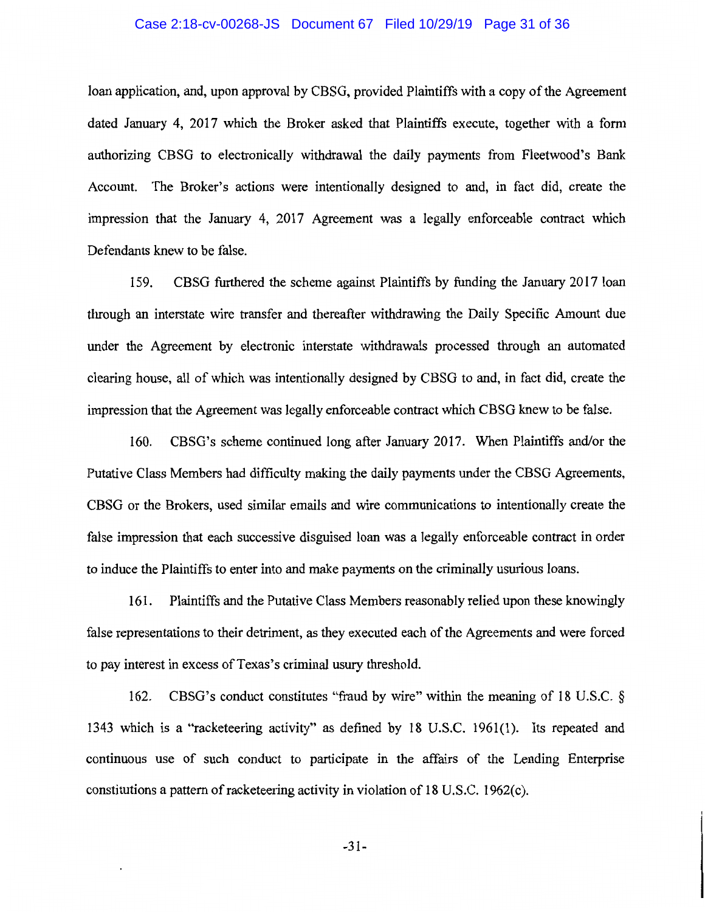loan application, and, upon approval by CBSG, provided Plaintiffs with a copy of the Agreement dated January 4, 2017 which the Broker asked that Plaintiffs execute, together with a form authorizing CBSG to electronically withdrawal the daily payments from Fleetwood's Bank Account. The Broker's actions were intentionally designed to and, in fact did, create the impression that the January 4, 2017 Agreement was a legally enforceable contract which Defendants knew to be false.

159. CBSG furthered the scheme against Plaintiffs by funding the January 2017 loan through an interstate wire transfer and thereafter withdrawing the Daily Specific Amount due under the Agreement by electronic interstate withdrawals processed through an automated clearing house, all of which was intentionally designed by CBSG to and, in fact did, create the impression that the Agreement was legally enforceable contract which CBSG knew to be false.

160. CBSG's scheme continued long after January 2017. When Plaintiffs and/or the Putative Class Members had difficulty making the daily payments under the CBSG Agreements, CBSG or the Brokers, used similar emails and wire communications to intentionally create the false impression that each successive disguised loan was a legally enforceable contract in order to induce the Plaintiffs to enter into and make payments on the criminally usurious loans.

161. Plaintiffs and the Putative Class Members reasonably relied upon these knowingly false representations to their detriment, as they executed each of the Agreements and were forced to pay interest in excess of Texas's criminal usury threshold.

162. CBSG's conduct constitutes "fraud by wire" within the meaning of 18 U.S.C. § 1343 which is a "racketeering activity" as defined by 18 U.S.C. 1961(1). Its repeated and continuous use of such conduct to participate in the affairs of the Lending Enterprise constitutions a pattern of racketeering activity in violation of 18 U.S.C. 1962(c).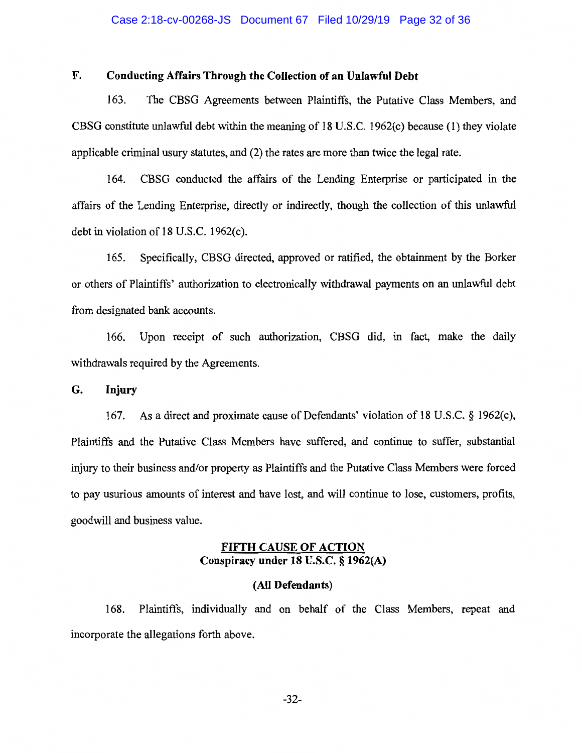### F. Conducting Affairs Through the Collection of an Unlawful Debt

163. The CBSG Agreements between Plaintiffs, the Putative Class Members, and CBSG constitute unlawful debt within the meaning of 18 U.S.C. 1962(c) because (1) they violate applicable criminal usury statutes, and (2) the rates are more than twice the legal rate.

164. CBSG conducted the affairs of the Lending Enterprise or participated in the affairs of the Lending Enterprise, directly or indirectly, though the collection of this unlawful debt in violation of 18 U.S.C. 1962(c).

165. Specifically, CBSG directed, approved or ratified, the obtainment by the Borker or others of Plaintiffs' authorization to electronically withdrawal payments on an unlawful debt from designated bank accounts.

166. Upon receipt of such authorization, CBSG did, in fact, make the daily withdrawals required by the Agreements.

### G. Injury

167. As a direct and proximate cause of Defendants' violation of 18 U.S.C. § 1962(c), Plaintiffs and the Putative Class Members have suffered, and continue to suffer, substantial injury to their business and/or property as Plaintiffs and the Putative Class Members were forced to pay usurious amounts of interest and have lost, and will continue to lose, customers, profits, goodwill and business value.

## FIFTH CAUSE OF ACTION
**Conspiracy under 18 U.S.C. § 1962(A)**

**(All Defendants)**

168. Plaintiffs, individually and on behalf of the Class Members, repeat and incorporate the allegations forth above.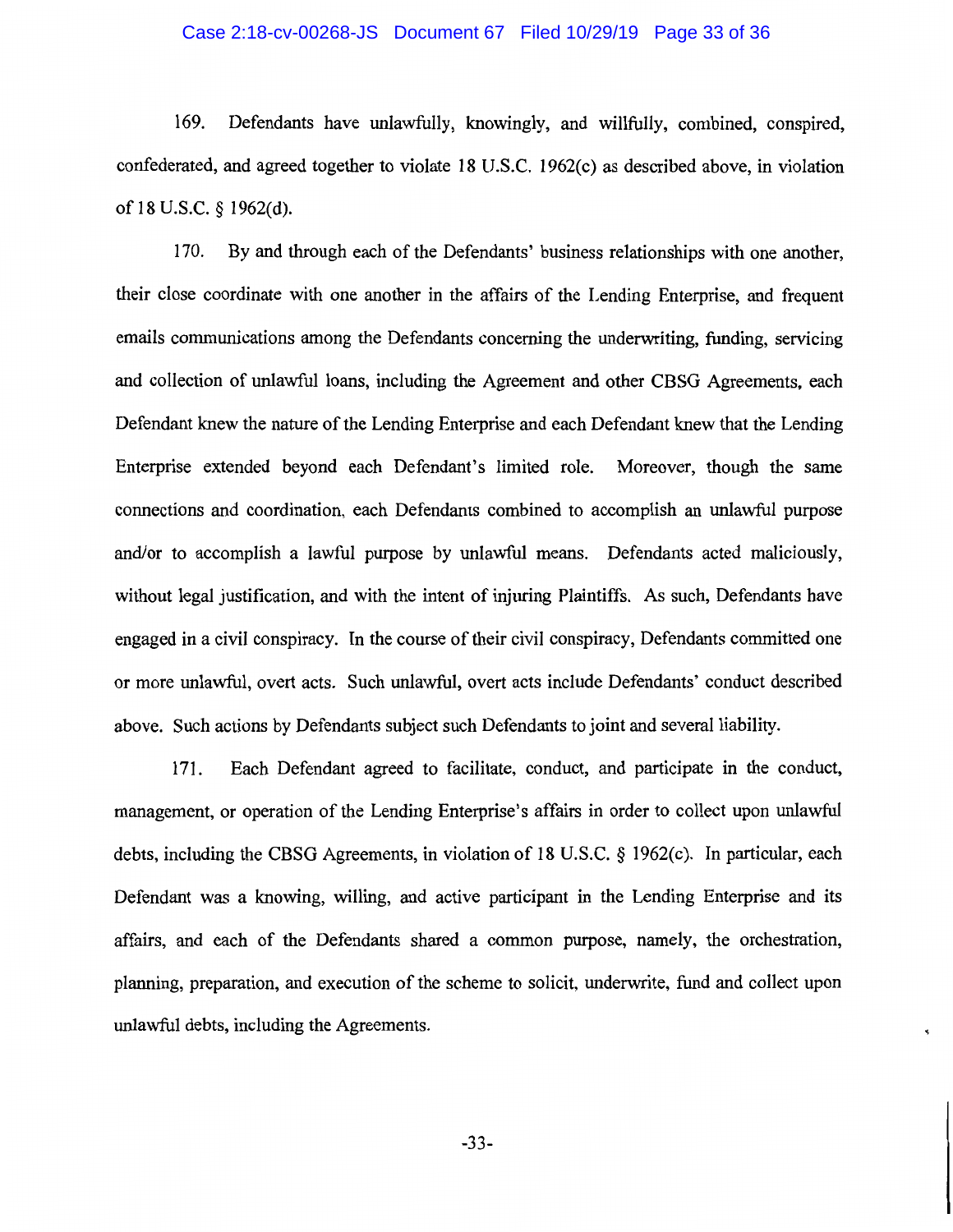169. Defendants have unlawfully, knowingly, and willfully, combined, conspired, confederated, and agreed together to violate 18 U.S.C. 1962(c) as described above, in violation of 18 U.S.C. § 1962(d).

170. By and through each of the Defendants' business relationships with one another, their close coordinate with one another in the affairs of the Lending Enterprise, and frequent emails communications among the Defendants concerning the underwriting, funding, servicing and collection of unlawful loans, including the Agreement and other CBSG Agreements, each Defendant knew the nature of the Lending Enterprise and each Defendant knew that the Lending Enterprise extended beyond each Defendant's limited role. Moreover, though the same connections and coordination, each Defendants combined to accomplish an unlawful purpose and/or to accomplish a lawful purpose by unlawful means. Defendants acted maliciously, without legal justification, and with the intent of injuring Plaintiffs. As such, Defendants have engaged in a civil conspiracy. In the course of their civil conspiracy, Defendants committed one or more unlawful, overt acts. Such unlawful, overt acts include Defendants' conduct described above. Such actions by Defendants subject such Defendants to joint and several liability.

171. Each Defendant agreed to facilitate, conduct, and participate in the conduct, management, or operation of the Lending Enterprise's affairs in order to collect upon unlawful debts, including the CBSG Agreements, in violation of 18 U.S.C. § 1962(c). In particular, each Defendant was a knowing, willing, and active participant in the Lending Enterprise and its affairs, and each of the Defendants shared a common purpose, namely, the orchestration, planning, preparation, and execution of the scheme to solicit, underwrite, fund and collect upon unlawful debts, including the Agreements.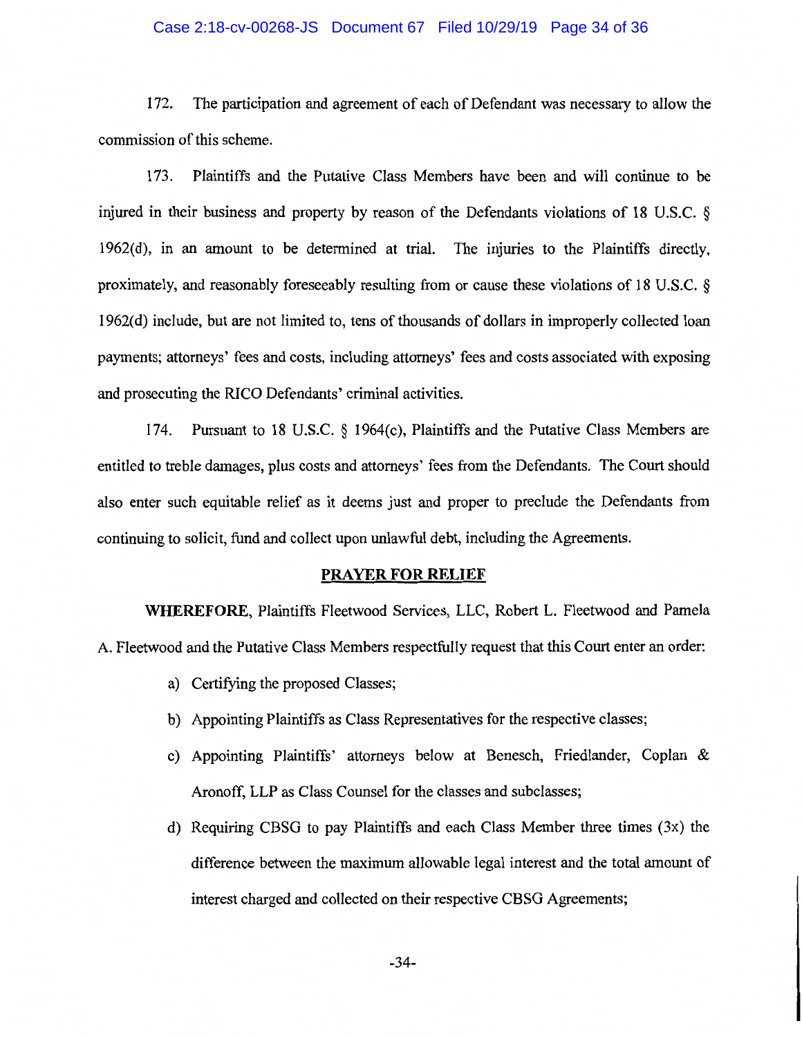172. The participation and agreement of each of Defendant was necessary to allow the commission of this scheme.

173. Plaintiffs and the Putative Class Members have been and will continue to be injured in their business and property by reason of the Defendants violations of 18 U.S.C. § 1962(d), in an amount to be determined at trial. The injuries to the Plaintiffs directly, proximately, and reasonably foreseeably resulting from or cause these violations of 18 U.S.C. § 1962(d) include, but are not limited to, tens of thousands of dollars in improperly collected loan payments; attorneys' fees and costs, including attorneys' fees and costs associated with exposing and prosecuting the RICO Defendants' criminal activities.

174. Pursuant to 18 U.S.C. § 1964(c), Plaintiffs and the Putative Class Members are entitled to treble damages, plus costs and attorneys' fees from the Defendants. The Court should also enter such equitable relief as it deems just and proper to preclude the Defendants from continuing to solicit, fund and collect upon unlawful debt, including the Agreements.

## PRAYER FOR RELIEF

**WHEREFORE,** Plaintiffs Fleetwood Services, LLC, Robert L. Fleetwood and Pamela A. Fleetwood and the Putative Class Members respectfully request that this Court enter an order:

a) Certifying the proposed Classes;

b) Appointing Plaintiffs as Class Representatives for the respective classes;

c) Appointing Plaintiffs' attorneys below at Benesch, Friedlander, Coplan & Aronoff, LLP as Class Counsel for the classes and subclasses;

d) Requiring CBSG to pay Plaintiffs and each Class Member three times (3x) the difference between the maximum allowable legal interest and the total amount of interest charged and collected on their respective CBSG Agreements;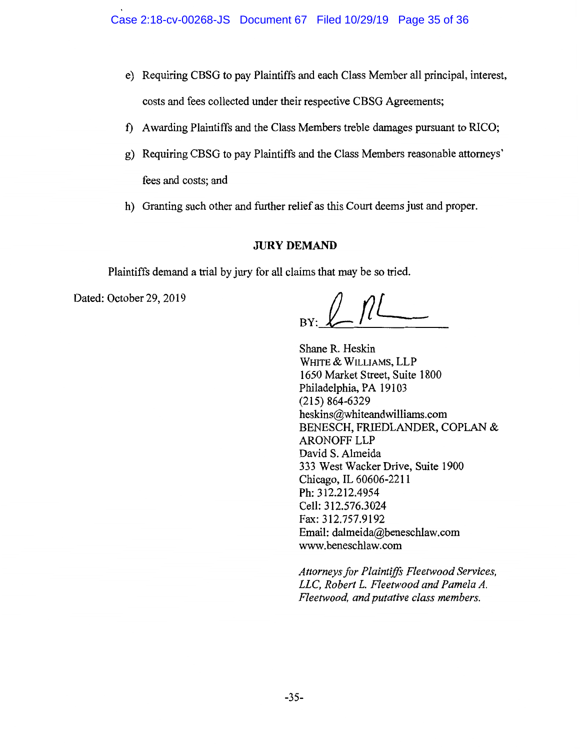e) Requiring CBSG to pay Plaintiffs and each Class Member all principal, interest, costs and fees collected under their respective CBSG Agreements;

f) Awarding Plaintiffs and the Class Members treble damages pursuant to RICO;

g) Requiring CBSG to pay Plaintiffs and the Class Members reasonable attorneys' fees and costs; and

h) Granting such other and further relief as this Court deems just and proper.

**JURY DEMAND**

Plaintiffs demand a trial by jury for all claims that may be so tried.

Dated: October 29, 2019

BY: ______________________

Shane R. Heskin
WHITE & WILLIAMS, LLP
1650 Market Street, Suite 1800
Philadelphia, PA 19103
(215) 864-6329
heskins@whiteandwilliams.com
BENESCH, FRIEDLANDER, COPLAN & ARONOFF LLP
David S. Almeida
333 West Wacker Drive, Suite 1900
Chicago, IL 60606-2211
Ph: 312.212.4954
Cell: 312.576.3024
Fax: 312.757.9192
Email: dalmeida@beneschlaw.com
www.beneschlaw.com

*Attorneys for Plaintiffs Fleetwood Services, LLC, Robert L. Fleetwood and Pamela A. Fleetwood, and putative class members.*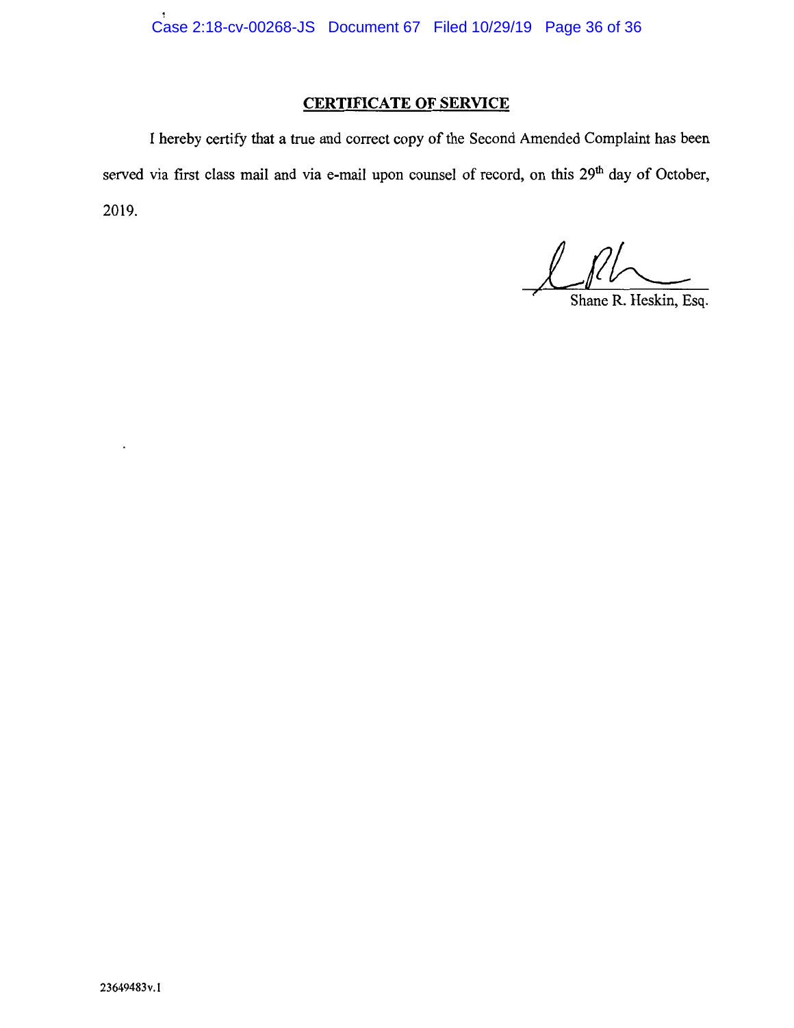## CERTIFICATE OF SERVICE

I hereby certify that a true and correct copy of the Second Amended Complaint has been served via first class mail and via e-mail upon counsel of record, on this 29th day of October, 2019.

Shane R. Heskin, Esq.

23649483v.1